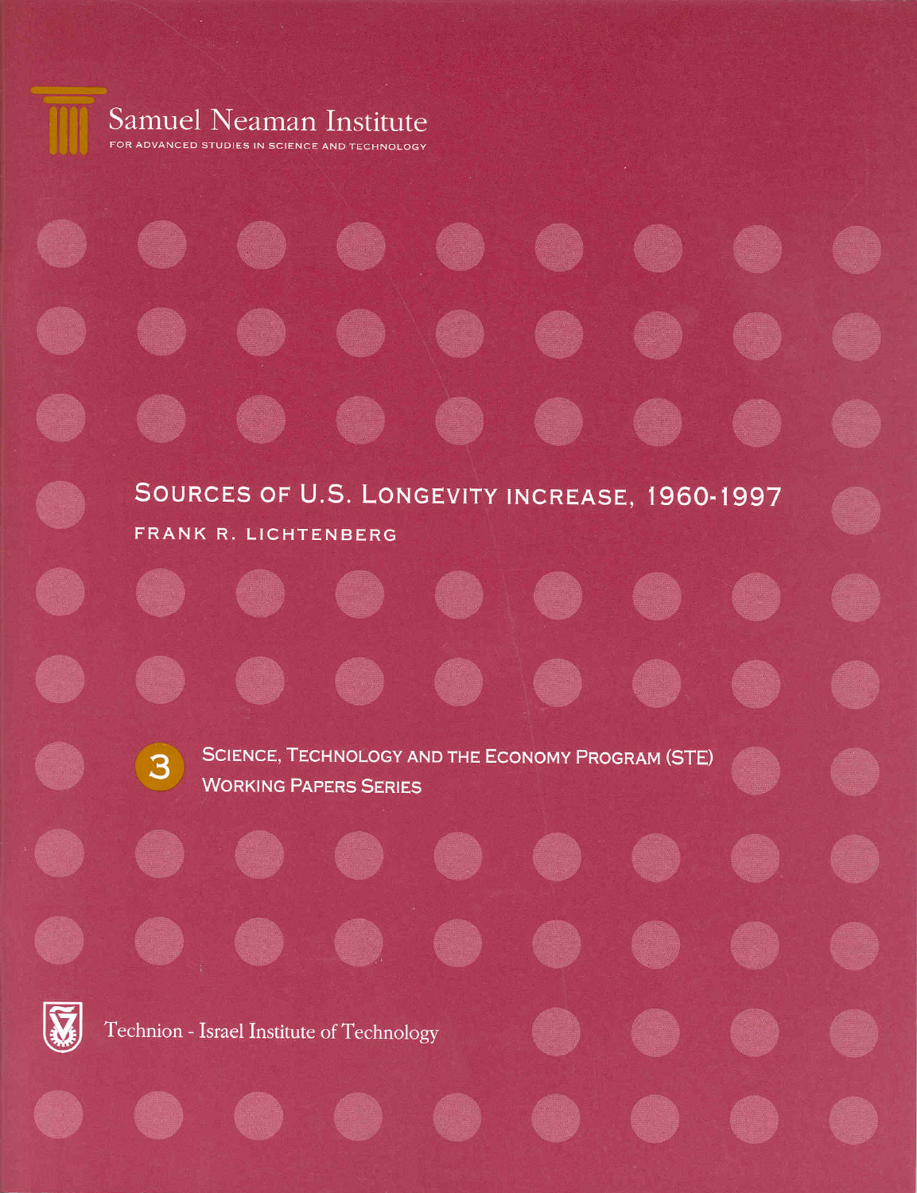Samuel Neaman Institute

FOR ADVANCED STUDIES IN SCIENCE AND TECHNOLOGY

# SOURCES OF U.S. LONGEVITY INCREASE, 1960-1997

FRANK R. LICHTENBERG

3 SCIENCE, TECHNOLOGY AND THE ECONOMY PROGRAM (STE) WORKING PAPERS SERIES

Technion - Israel Institute of Technology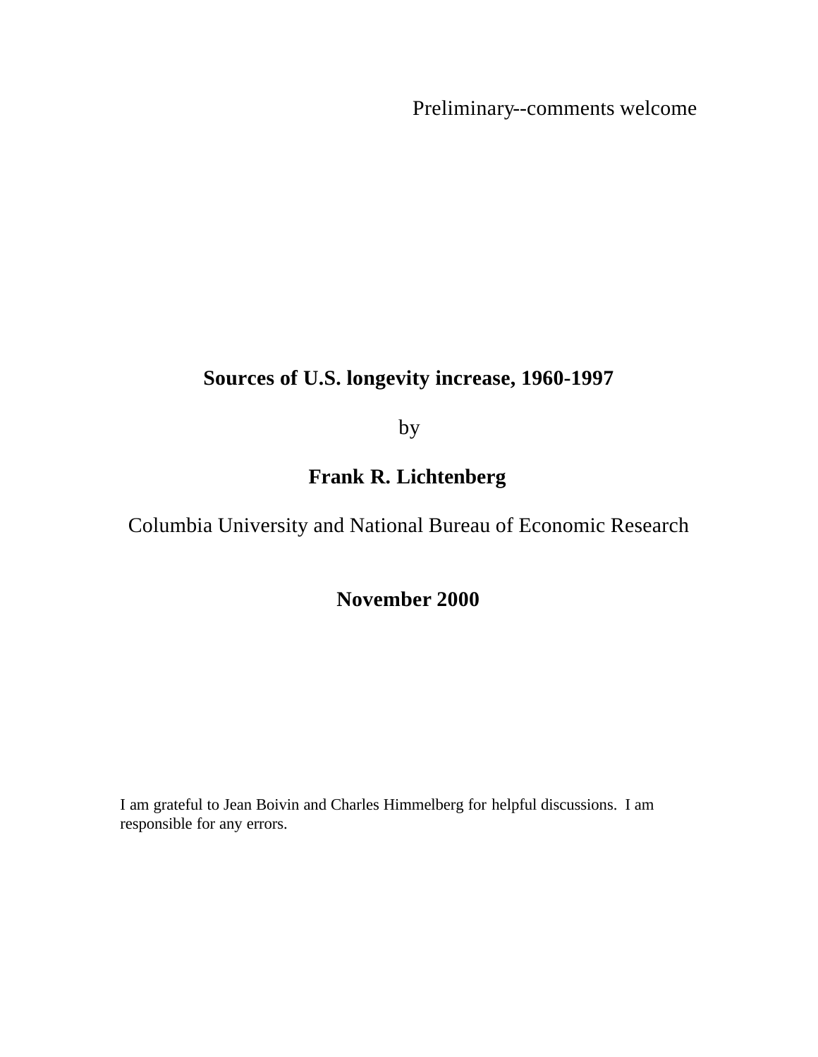Preliminary--comments welcome

# Sources of U.S. longevity increase, 1960-1997

by

**Frank R. Lichtenberg**

Columbia University and National Bureau of Economic Research

**November 2000**

I am grateful to Jean Boivin and Charles Himmelberg for helpful discussions. I am responsible for any errors.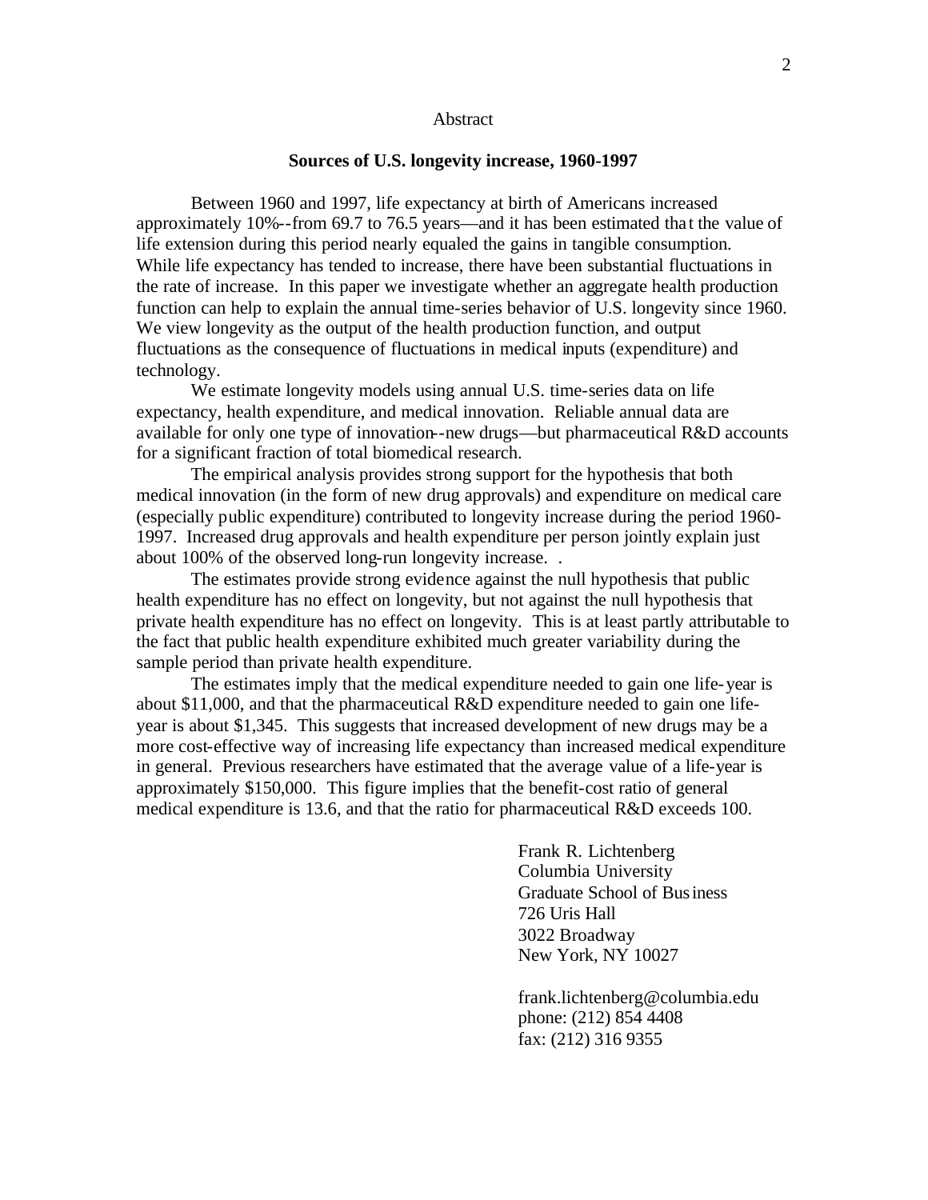Abstract

**Sources of U.S. longevity increase, 1960-1997**

Between 1960 and 1997, life expectancy at birth of Americans increased approximately 10%--from 69.7 to 76.5 years—and it has been estimated that the value of life extension during this period nearly equaled the gains in tangible consumption. While life expectancy has tended to increase, there have been substantial fluctuations in the rate of increase. In this paper we investigate whether an aggregate health production function can help to explain the annual time-series behavior of U.S. longevity since 1960. We view longevity as the output of the health production function, and output fluctuations as the consequence of fluctuations in medical inputs (expenditure) and technology.

We estimate longevity models using annual U.S. time-series data on life expectancy, health expenditure, and medical innovation. Reliable annual data are available for only one type of innovation--new drugs—but pharmaceutical R&D accounts for a significant fraction of total biomedical research.

The empirical analysis provides strong support for the hypothesis that both medical innovation (in the form of new drug approvals) and expenditure on medical care (especially public expenditure) contributed to longevity increase during the period 1960-1997. Increased drug approvals and health expenditure per person jointly explain just about 100% of the observed long-run longevity increase. .

The estimates provide strong evidence against the null hypothesis that public health expenditure has no effect on longevity, but not against the null hypothesis that private health expenditure has no effect on longevity. This is at least partly attributable to the fact that public health expenditure exhibited much greater variability during the sample period than private health expenditure.

The estimates imply that the medical expenditure needed to gain one life-year is about $11,000, and that the pharmaceutical R&D expenditure needed to gain one life-year is about $1,345. This suggests that increased development of new drugs may be a more cost-effective way of increasing life expectancy than increased medical expenditure in general. Previous researchers have estimated that the average value of a life-year is approximately $150,000. This figure implies that the benefit-cost ratio of general medical expenditure is 13.6, and that the ratio for pharmaceutical R&D exceeds 100.

Frank R. Lichtenberg
Columbia University
Graduate School of Business
726 Uris Hall
3022 Broadway
New York, NY 10027

frank.lichtenberg@columbia.edu
phone: (212) 854 4408
fax: (212) 316 9355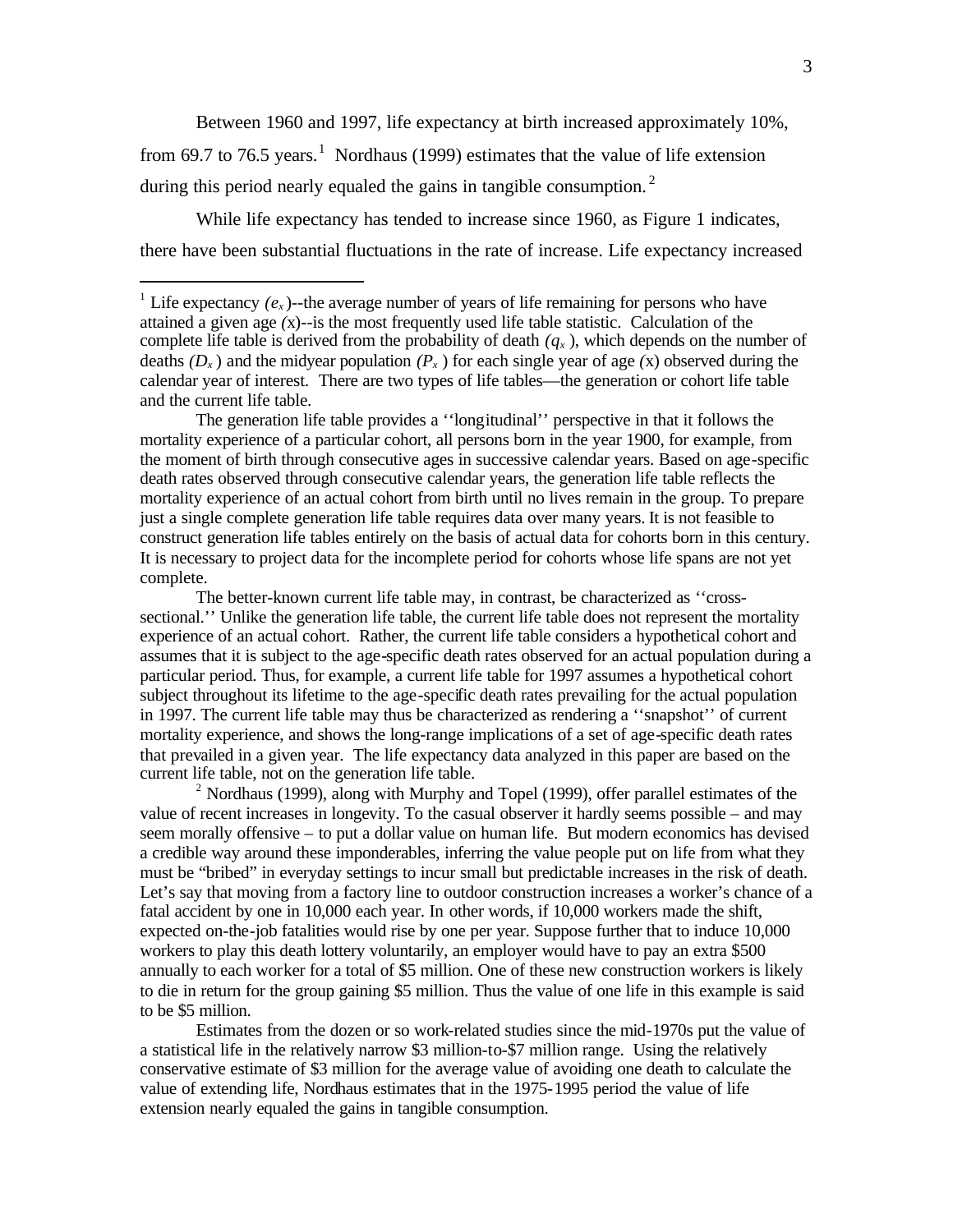Between 1960 and 1997, life expectancy at birth increased approximately 10%, from 69.7 to 76.5 years.[1] Nordhaus (1999) estimates that the value of life extension during this period nearly equaled the gains in tangible consumption.[2]

While life expectancy has tended to increase since 1960, as Figure 1 indicates, there have been substantial fluctuations in the rate of increase. Life expectancy increased

---

[1] Life expectancy *($e_x$)*--the average number of years of life remaining for persons who have attained a given age *(*x)--is the most frequently used life table statistic. Calculation of the complete life table is derived from the probability of death *($q_x$ )*, which depends on the number of deaths *($D_x$ )* and the midyear population *($P_x$ )* for each single year of age *(*x) observed during the calendar year of interest. There are two types of life tables—the generation or cohort life table and the current life table.

The generation life table provides a ''longitudinal'' perspective in that it follows the mortality experience of a particular cohort, all persons born in the year 1900, for example, from the moment of birth through consecutive ages in successive calendar years. Based on age-specific death rates observed through consecutive calendar years, the generation life table reflects the mortality experience of an actual cohort from birth until no lives remain in the group. To prepare just a single complete generation life table requires data over many years. It is not feasible to construct generation life tables entirely on the basis of actual data for cohorts born in this century. It is necessary to project data for the incomplete period for cohorts whose life spans are not yet complete.

The better-known current life table may, in contrast, be characterized as ''cross-sectional.'' Unlike the generation life table, the current life table does not represent the mortality experience of an actual cohort. Rather, the current life table considers a hypothetical cohort and assumes that it is subject to the age-specific death rates observed for an actual population during a particular period. Thus, for example, a current life table for 1997 assumes a hypothetical cohort subject throughout its lifetime to the age-specific death rates prevailing for the actual population in 1997. The current life table may thus be characterized as rendering a ''snapshot'' of current mortality experience, and shows the long-range implications of a set of age-specific death rates that prevailed in a given year. The life expectancy data analyzed in this paper are based on the current life table, not on the generation life table.

[2] Nordhaus (1999), along with Murphy and Topel (1999), offer parallel estimates of the value of recent increases in longevity. To the casual observer it hardly seems possible – and may seem morally offensive – to put a dollar value on human life. But modern economics has devised a credible way around these imponderables, inferring the value people put on life from what they must be "bribed" in everyday settings to incur small but predictable increases in the risk of death. Let's say that moving from a factory line to outdoor construction increases a worker's chance of a fatal accident by one in 10,000 each year. In other words, if 10,000 workers made the shift, expected on-the-job fatalities would rise by one per year. Suppose further that to induce 10,000 workers to play this death lottery voluntarily, an employer would have to pay an extra $500 annually to each worker for a total of $5 million. One of these new construction workers is likely to die in return for the group gaining $5 million. Thus the value of one life in this example is said to be $5 million.

Estimates from the dozen or so work-related studies since the mid-1970s put the value of a statistical life in the relatively narrow $3 million-to-$7 million range. Using the relatively conservative estimate of $3 million for the average value of avoiding one death to calculate the value of extending life, Nordhaus estimates that in the 1975-1995 period the value of life extension nearly equaled the gains in tangible consumption.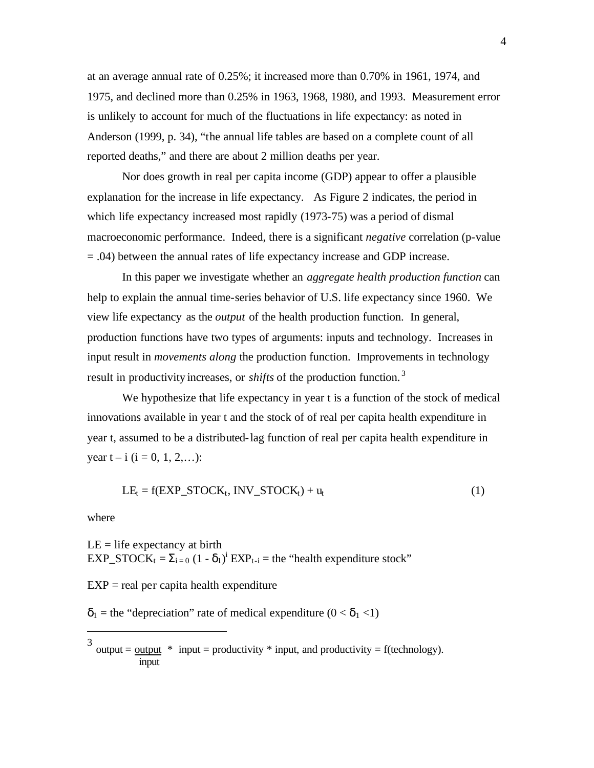at an average annual rate of 0.25%; it increased more than 0.70% in 1961, 1974, and 1975, and declined more than 0.25% in 1963, 1968, 1980, and 1993. Measurement error is unlikely to account for much of the fluctuations in life expectancy: as noted in Anderson (1999, p. 34), "the annual life tables are based on a complete count of all reported deaths," and there are about 2 million deaths per year.

Nor does growth in real per capita income (GDP) appear to offer a plausible explanation for the increase in life expectancy. As Figure 2 indicates, the period in which life expectancy increased most rapidly (1973-75) was a period of dismal macroeconomic performance. Indeed, there is a significant *negative* correlation (p-value = .04) between the annual rates of life expectancy increase and GDP increase.

In this paper we investigate whether an *aggregate health production function* can help to explain the annual time-series behavior of U.S. life expectancy since 1960. We view life expectancy as the *output* of the health production function. In general, production functions have two types of arguments: inputs and technology. Increases in input result in *movements along* the production function. Improvements in technology result in productivity increases, or *shifts* of the production function.[3]

We hypothesize that life expectancy in year t is a function of the stock of medical innovations available in year t and the stock of of real per capita health expenditure in year t, assumed to be a distributed-lag function of real per capita health expenditure in year t – i (i = 0, 1, 2,…):

$$LE_t = f(EXP\_STOCK_t, INV\_STOCK_t) + u_t \qquad (1)$$

where

LE = life expectancy at birth

$EXP\_STOCK_t = \Sigma_{i=0} (1 - \delta_1)^i EXP_{t-i}$ = the "health expenditure stock"

EXP = real per capita health expenditure

$\delta_1$ = the "depreciation" rate of medical expenditure ($0 < \delta_1 < 1$)

---

[3] output = $\frac{\text{output}}{\text{input}}$ * input = productivity * input, and productivity = f(technology).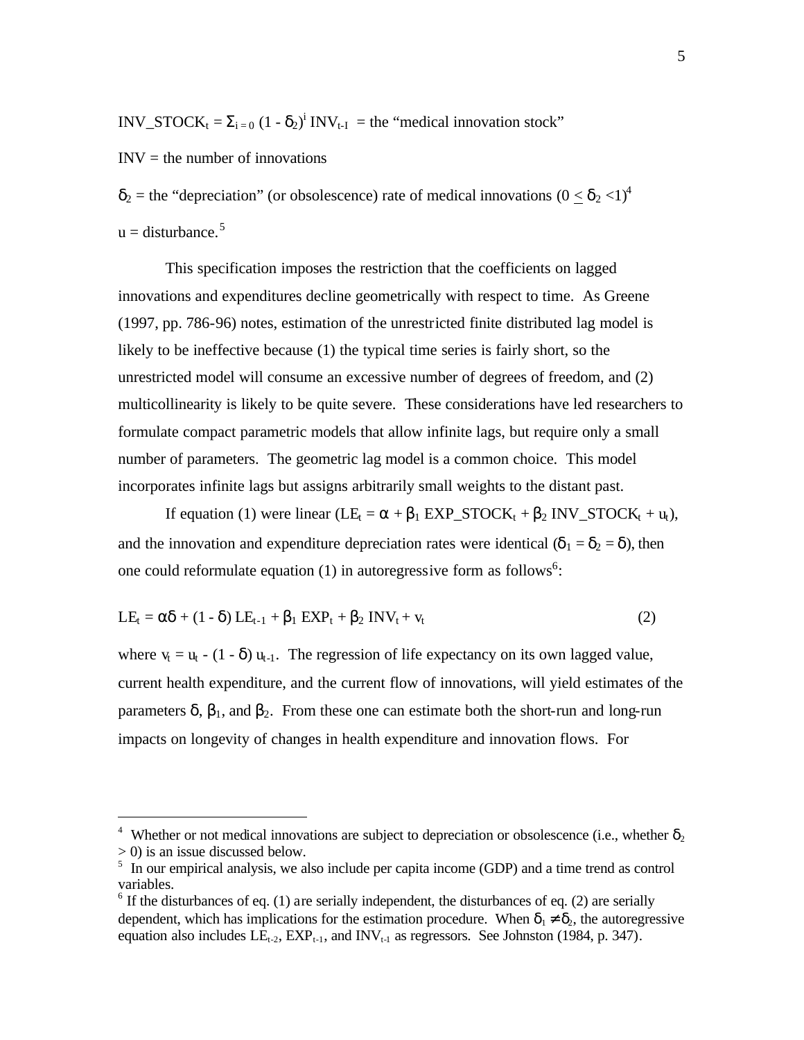$INV\_STOCK_t = \Sigma_{i=0} (1 - \delta_2)^i INV_{t-I}$ = the "medical innovation stock"

INV = the number of innovations

$\delta_2$ = the "depreciation" (or obsolescence) rate of medical innovations ($0 \leq \delta_2 < 1$)[4]

u = disturbance.[5]

This specification imposes the restriction that the coefficients on lagged innovations and expenditures decline geometrically with respect to time. As Greene (1997, pp. 786-96) notes, estimation of the unrestricted finite distributed lag model is likely to be ineffective because (1) the typical time series is fairly short, so the unrestricted model will consume an excessive number of degrees of freedom, and (2) multicollinearity is likely to be quite severe. These considerations have led researchers to formulate compact parametric models that allow infinite lags, but require only a small number of parameters. The geometric lag model is a common choice. This model incorporates infinite lags but assigns arbitrarily small weights to the distant past.

If equation (1) were linear ($LE_t = \alpha + \beta_1 EXP\_STOCK_t + \beta_2 INV\_STOCK_t + u_t$), and the innovation and expenditure depreciation rates were identical ($\delta_1 = \delta_2 = \delta$), then one could reformulate equation (1) in autoregressive form as follows[6]:

$$LE_t = \alpha\delta + (1 - \delta) LE_{t-1} + \beta_1 EXP_t + \beta_2 INV_t + v_t \quad (2)$$

where $v_t = u_t - (1 - \delta) u_{t-1}$. The regression of life expectancy on its own lagged value, current health expenditure, and the current flow of innovations, will yield estimates of the parameters $\delta$, $\beta_1$, and $\beta_2$. From these one can estimate both the short-run and long-run impacts on longevity of changes in health expenditure and innovation flows. For

---

[4] Whether or not medical innovations are subject to depreciation or obsolescence (i.e., whether $\delta_2 > 0$) is an issue discussed below.

[5] In our empirical analysis, we also include per capita income (GDP) and a time trend as control variables.

[6] If the disturbances of eq. (1) are serially independent, the disturbances of eq. (2) are serially dependent, which has implications for the estimation procedure. When $\delta_1 \neq \delta_2$, the autoregressive equation also includes $LE_{t-2}$, $EXP_{t-1}$, and $INV_{t-1}$ as regressors. See Johnston (1984, p. 347).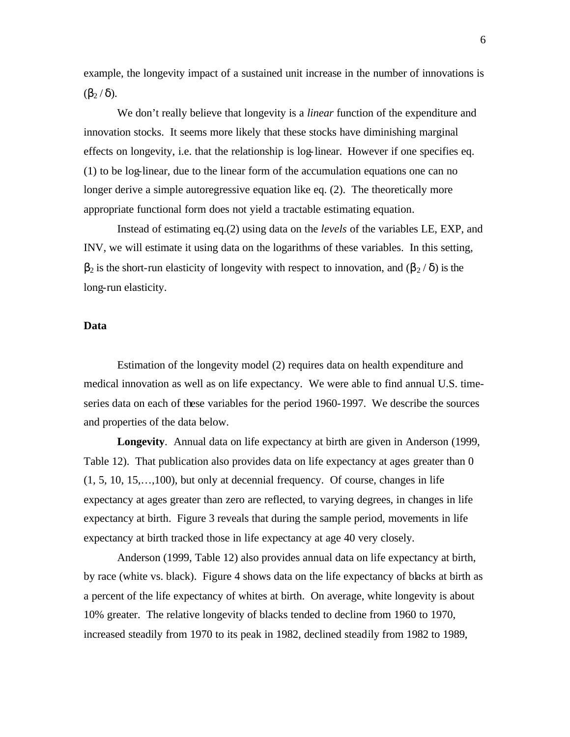example, the longevity impact of a sustained unit increase in the number of innovations is ($\beta_2 / \delta$).

We don't really believe that longevity is a *linear* function of the expenditure and innovation stocks. It seems more likely that these stocks have diminishing marginal effects on longevity, i.e. that the relationship is log-linear. However if one specifies eq. (1) to be log-linear, due to the linear form of the accumulation equations one can no longer derive a simple autoregressive equation like eq. (2). The theoretically more appropriate functional form does not yield a tractable estimating equation.

Instead of estimating eq.(2) using data on the *levels* of the variables LE, EXP, and INV, we will estimate it using data on the logarithms of these variables. In this setting, $\beta_2$ is the short-run elasticity of longevity with respect to innovation, and ($\beta_2 / \delta$) is the long-run elasticity.

## Data

Estimation of the longevity model (2) requires data on health expenditure and medical innovation as well as on life expectancy. We were able to find annual U.S. time-series data on each of these variables for the period 1960-1997. We describe the sources and properties of the data below.

**Longevity**. Annual data on life expectancy at birth are given in Anderson (1999, Table 12). That publication also provides data on life expectancy at ages greater than 0 (1, 5, 10, 15,…,100), but only at decennial frequency. Of course, changes in life expectancy at ages greater than zero are reflected, to varying degrees, in changes in life expectancy at birth. Figure 3 reveals that during the sample period, movements in life expectancy at birth tracked those in life expectancy at age 40 very closely.

Anderson (1999, Table 12) also provides annual data on life expectancy at birth, by race (white vs. black). Figure 4 shows data on the life expectancy of blacks at birth as a percent of the life expectancy of whites at birth. On average, white longevity is about 10% greater. The relative longevity of blacks tended to decline from 1960 to 1970, increased steadily from 1970 to its peak in 1982, declined steadily from 1982 to 1989,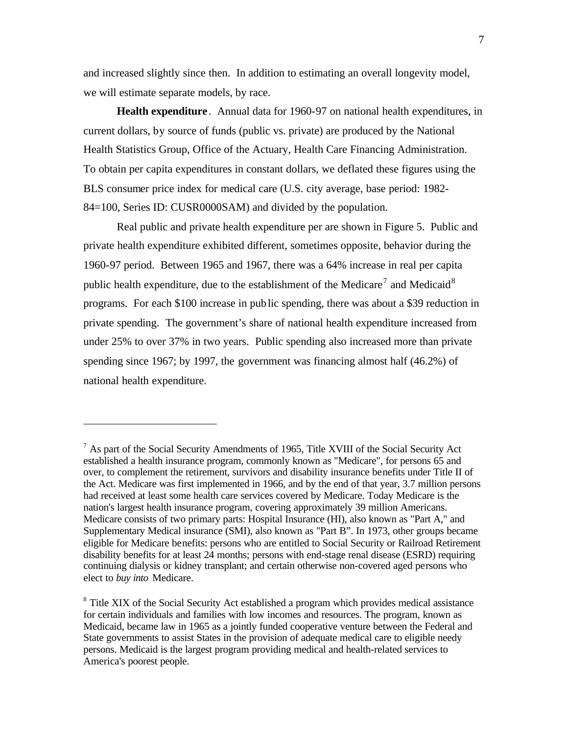and increased slightly since then. In addition to estimating an overall longevity model, we will estimate separate models, by race.

**Health expenditure**. Annual data for 1960-97 on national health expenditures, in current dollars, by source of funds (public vs. private) are produced by the National Health Statistics Group, Office of the Actuary, Health Care Financing Administration. To obtain per capita expenditures in constant dollars, we deflated these figures using the BLS consumer price index for medical care (U.S. city average, base period: 1982-84=100, Series ID: CUSR0000SAM) and divided by the population.

Real public and private health expenditure per are shown in Figure 5. Public and private health expenditure exhibited different, sometimes opposite, behavior during the 1960-97 period. Between 1965 and 1967, there was a 64% increase in real per capita public health expenditure, due to the establishment of the Medicare[7] and Medicaid[8] programs. For each $100 increase in public spending, there was about a $39 reduction in private spending. The government's share of national health expenditure increased from under 25% to over 37% in two years. Public spending also increased more than private spending since 1967; by 1997, the government was financing almost half (46.2%) of national health expenditure.

---

[7] As part of the Social Security Amendments of 1965, Title XVIII of the Social Security Act established a health insurance program, commonly known as "Medicare", for persons 65 and over, to complement the retirement, survivors and disability insurance benefits under Title II of the Act. Medicare was first implemented in 1966, and by the end of that year, 3.7 million persons had received at least some health care services covered by Medicare. Today Medicare is the nation's largest health insurance program, covering approximately 39 million Americans. Medicare consists of two primary parts: Hospital Insurance (HI), also known as "Part A," and Supplementary Medical insurance (SMI), also known as "Part B". In 1973, other groups became eligible for Medicare benefits: persons who are entitled to Social Security or Railroad Retirement disability benefits for at least 24 months; persons with end-stage renal disease (ESRD) requiring continuing dialysis or kidney transplant; and certain otherwise non-covered aged persons who elect to *buy into* Medicare.

[8] Title XIX of the Social Security Act established a program which provides medical assistance for certain individuals and families with low incomes and resources. The program, known as Medicaid, became law in 1965 as a jointly funded cooperative venture between the Federal and State governments to assist States in the provision of adequate medical care to eligible needy persons. Medicaid is the largest program providing medical and health-related services to America's poorest people.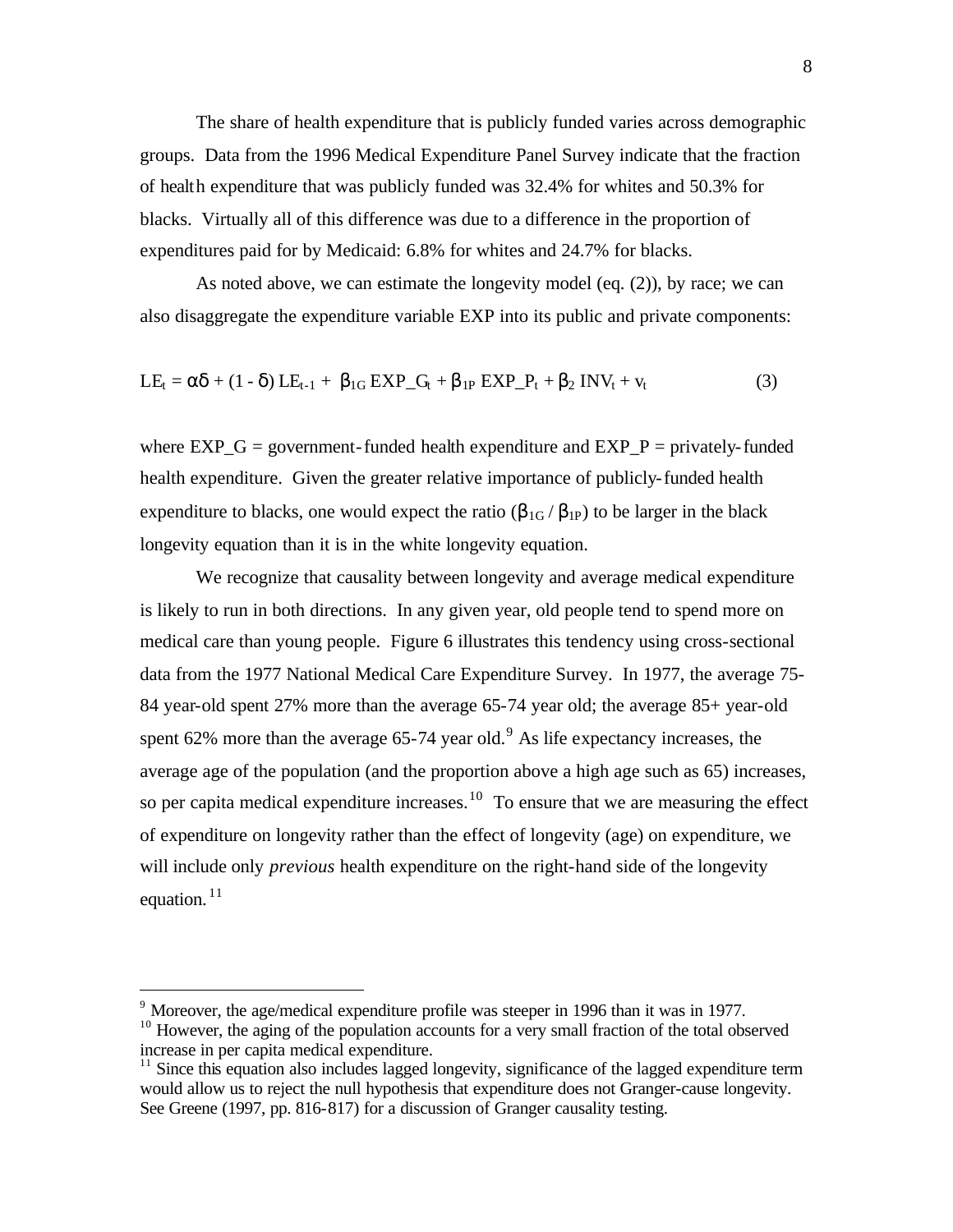The share of health expenditure that is publicly funded varies across demographic groups. Data from the 1996 Medical Expenditure Panel Survey indicate that the fraction of health expenditure that was publicly funded was 32.4% for whites and 50.3% for blacks. Virtually all of this difference was due to a difference in the proportion of expenditures paid for by Medicaid: 6.8% for whites and 24.7% for blacks.

As noted above, we can estimate the longevity model (eq. (2)), by race; we can also disaggregate the expenditure variable EXP into its public and private components:

$$LE_t = \alpha\delta + (1 - \delta)\, LE_{t-1} + \beta_{1G}\, EXP\_G_t + \beta_{1P}\, EXP\_P_t + \beta_2\, INV_t + v_t \qquad (3)$$

where EXP_G = government-funded health expenditure and EXP_P = privately-funded health expenditure. Given the greater relative importance of publicly-funded health expenditure to blacks, one would expect the ratio ($\beta_{1G} / \beta_{1P}$) to be larger in the black longevity equation than it is in the white longevity equation.

We recognize that causality between longevity and average medical expenditure is likely to run in both directions. In any given year, old people tend to spend more on medical care than young people. Figure 6 illustrates this tendency using cross-sectional data from the 1977 National Medical Care Expenditure Survey. In 1977, the average 75-84 year-old spent 27% more than the average 65-74 year old; the average 85+ year-old spent 62% more than the average 65-74 year old.[9] As life expectancy increases, the average age of the population (and the proportion above a high age such as 65) increases, so per capita medical expenditure increases.[10] To ensure that we are measuring the effect of expenditure on longevity rather than the effect of longevity (age) on expenditure, we will include only *previous* health expenditure on the right-hand side of the longevity equation.[11]

---

[9] Moreover, the age/medical expenditure profile was steeper in 1996 than it was in 1977.

[10] However, the aging of the population accounts for a very small fraction of the total observed increase in per capita medical expenditure.

[11] Since this equation also includes lagged longevity, significance of the lagged expenditure term would allow us to reject the null hypothesis that expenditure does not Granger-cause longevity. See Greene (1997, pp. 816-817) for a discussion of Granger causality testing.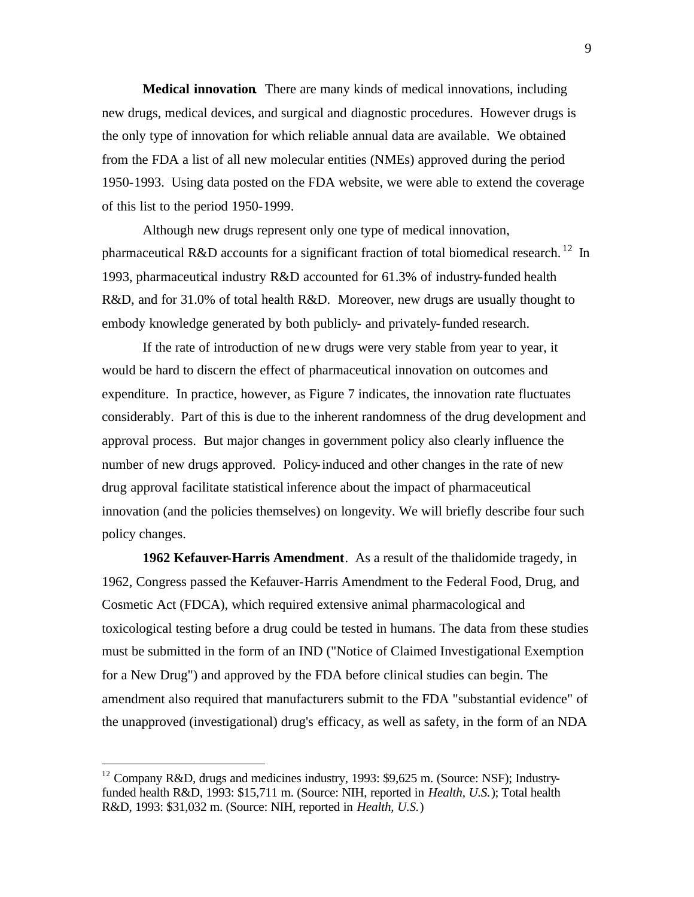**Medical innovation**. There are many kinds of medical innovations, including new drugs, medical devices, and surgical and diagnostic procedures. However drugs is the only type of innovation for which reliable annual data are available. We obtained from the FDA a list of all new molecular entities (NMEs) approved during the period 1950-1993. Using data posted on the FDA website, we were able to extend the coverage of this list to the period 1950-1999.

Although new drugs represent only one type of medical innovation, pharmaceutical R&D accounts for a significant fraction of total biomedical research.[12] In 1993, pharmaceutical industry R&D accounted for 61.3% of industry-funded health R&D, and for 31.0% of total health R&D. Moreover, new drugs are usually thought to embody knowledge generated by both publicly- and privately-funded research.

If the rate of introduction of new drugs were very stable from year to year, it would be hard to discern the effect of pharmaceutical innovation on outcomes and expenditure. In practice, however, as Figure 7 indicates, the innovation rate fluctuates considerably. Part of this is due to the inherent randomness of the drug development and approval process. But major changes in government policy also clearly influence the number of new drugs approved. Policy-induced and other changes in the rate of new drug approval facilitate statistical inference about the impact of pharmaceutical innovation (and the policies themselves) on longevity. We will briefly describe four such policy changes.

**1962 Kefauver-Harris Amendment**. As a result of the thalidomide tragedy, in 1962, Congress passed the Kefauver-Harris Amendment to the Federal Food, Drug, and Cosmetic Act (FDCA), which required extensive animal pharmacological and toxicological testing before a drug could be tested in humans. The data from these studies must be submitted in the form of an IND ("Notice of Claimed Investigational Exemption for a New Drug") and approved by the FDA before clinical studies can begin. The amendment also required that manufacturers submit to the FDA "substantial evidence" of the unapproved (investigational) drug's efficacy, as well as safety, in the form of an NDA

[12] Company R&D, drugs and medicines industry, 1993: $9,625 m. (Source: NSF); Industry-funded health R&D, 1993: $15,711 m. (Source: NIH, reported in *Health, U.S.*); Total health R&D, 1993: $31,032 m. (Source: NIH, reported in *Health, U.S.*)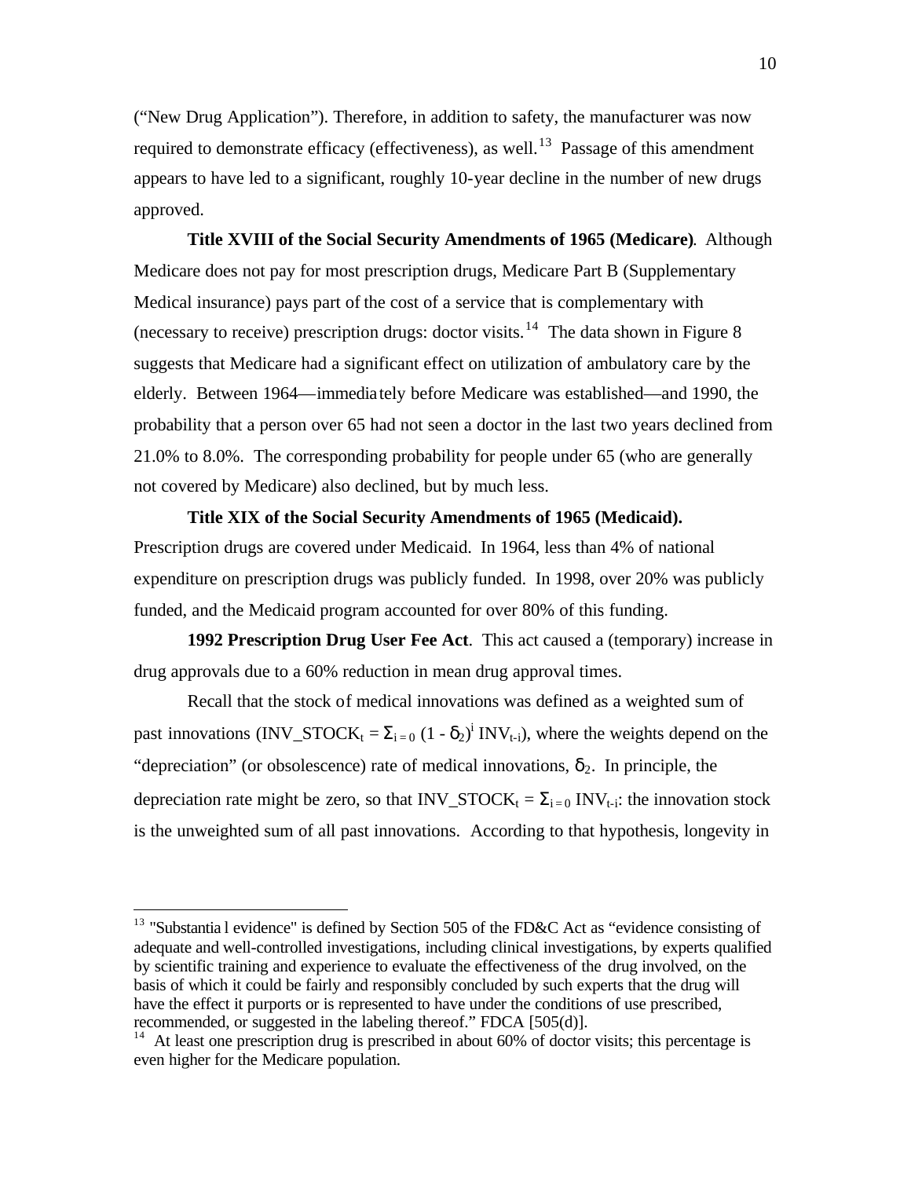("New Drug Application"). Therefore, in addition to safety, the manufacturer was now required to demonstrate efficacy (effectiveness), as well.[13] Passage of this amendment appears to have led to a significant, roughly 10-year decline in the number of new drugs approved.

**Title XVIII of the Social Security Amendments of 1965 (Medicare)**. Although Medicare does not pay for most prescription drugs, Medicare Part B (Supplementary Medical insurance) pays part of the cost of a service that is complementary with (necessary to receive) prescription drugs: doctor visits.[14] The data shown in Figure 8 suggests that Medicare had a significant effect on utilization of ambulatory care by the elderly. Between 1964—immediately before Medicare was established—and 1990, the probability that a person over 65 had not seen a doctor in the last two years declined from 21.0% to 8.0%. The corresponding probability for people under 65 (who are generally not covered by Medicare) also declined, but by much less.

**Title XIX of the Social Security Amendments of 1965 (Medicaid).** Prescription drugs are covered under Medicaid. In 1964, less than 4% of national expenditure on prescription drugs was publicly funded. In 1998, over 20% was publicly funded, and the Medicaid program accounted for over 80% of this funding.

**1992 Prescription Drug User Fee Act**. This act caused a (temporary) increase in drug approvals due to a 60% reduction in mean drug approval times.

Recall that the stock of medical innovations was defined as a weighted sum of past innovations ($INV\_STOCK_t = \Sigma_{i=0} (1 - \delta_2)^i INV_{t-i}$), where the weights depend on the "depreciation" (or obsolescence) rate of medical innovations, $\delta_2$. In principle, the depreciation rate might be zero, so that $INV\_STOCK_t = \Sigma_{i=0} INV_{t-i}$: the innovation stock is the unweighted sum of all past innovations. According to that hypothesis, longevity in

[13] "Substantial evidence" is defined by Section 505 of the FD&C Act as "evidence consisting of adequate and well-controlled investigations, including clinical investigations, by experts qualified by scientific training and experience to evaluate the effectiveness of the drug involved, on the basis of which it could be fairly and responsibly concluded by such experts that the drug will have the effect it purports or is represented to have under the conditions of use prescribed, recommended, or suggested in the labeling thereof." FDCA [505(d)].

[14] At least one prescription drug is prescribed in about 60% of doctor visits; this percentage is even higher for the Medicare population.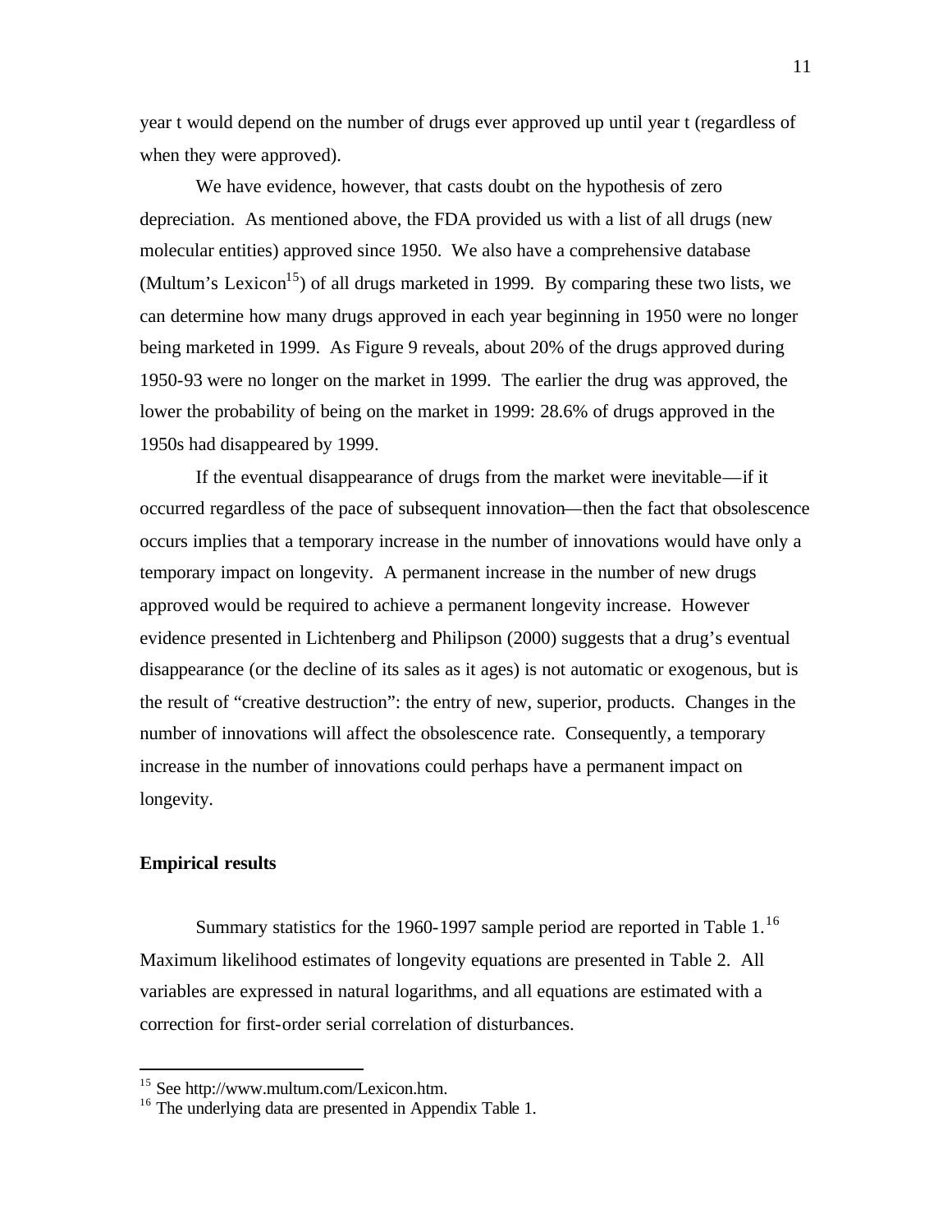year t would depend on the number of drugs ever approved up until year t (regardless of when they were approved).

We have evidence, however, that casts doubt on the hypothesis of zero depreciation. As mentioned above, the FDA provided us with a list of all drugs (new molecular entities) approved since 1950. We also have a comprehensive database (Multum's Lexicon[15]) of all drugs marketed in 1999. By comparing these two lists, we can determine how many drugs approved in each year beginning in 1950 were no longer being marketed in 1999. As Figure 9 reveals, about 20% of the drugs approved during 1950-93 were no longer on the market in 1999. The earlier the drug was approved, the lower the probability of being on the market in 1999: 28.6% of drugs approved in the 1950s had disappeared by 1999.

If the eventual disappearance of drugs from the market were inevitable—if it occurred regardless of the pace of subsequent innovation—then the fact that obsolescence occurs implies that a temporary increase in the number of innovations would have only a temporary impact on longevity. A permanent increase in the number of new drugs approved would be required to achieve a permanent longevity increase. However evidence presented in Lichtenberg and Philipson (2000) suggests that a drug's eventual disappearance (or the decline of its sales as it ages) is not automatic or exogenous, but is the result of "creative destruction": the entry of new, superior, products. Changes in the number of innovations will affect the obsolescence rate. Consequently, a temporary increase in the number of innovations could perhaps have a permanent impact on longevity.

**Empirical results**

Summary statistics for the 1960-1997 sample period are reported in Table 1.[16] Maximum likelihood estimates of longevity equations are presented in Table 2. All variables are expressed in natural logarithms, and all equations are estimated with a correction for first-order serial correlation of disturbances.

---

[15] See http://www.multum.com/Lexicon.htm.

[16] The underlying data are presented in Appendix Table 1.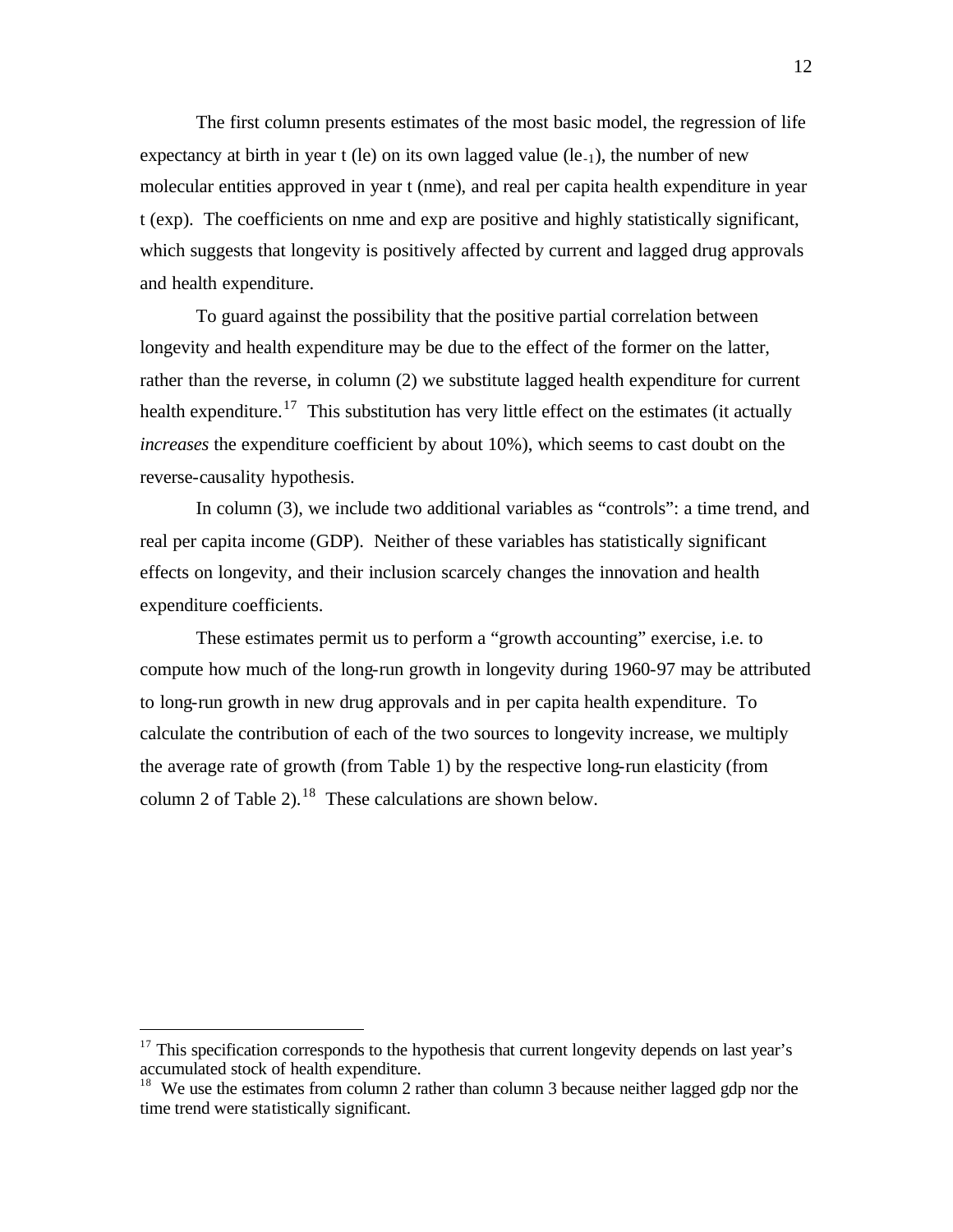The first column presents estimates of the most basic model, the regression of life expectancy at birth in year t (le) on its own lagged value ($le_{-1}$), the number of new molecular entities approved in year t (nme), and real per capita health expenditure in year t (exp). The coefficients on nme and exp are positive and highly statistically significant, which suggests that longevity is positively affected by current and lagged drug approvals and health expenditure.

To guard against the possibility that the positive partial correlation between longevity and health expenditure may be due to the effect of the former on the latter, rather than the reverse, in column (2) we substitute lagged health expenditure for current health expenditure.[17] This substitution has very little effect on the estimates (it actually *increases* the expenditure coefficient by about 10%), which seems to cast doubt on the reverse-causality hypothesis.

In column (3), we include two additional variables as "controls": a time trend, and real per capita income (GDP). Neither of these variables has statistically significant effects on longevity, and their inclusion scarcely changes the innovation and health expenditure coefficients.

These estimates permit us to perform a "growth accounting" exercise, i.e. to compute how much of the long-run growth in longevity during 1960-97 may be attributed to long-run growth in new drug approvals and in per capita health expenditure. To calculate the contribution of each of the two sources to longevity increase, we multiply the average rate of growth (from Table 1) by the respective long-run elasticity (from column 2 of Table 2).[18] These calculations are shown below.

---

[17] This specification corresponds to the hypothesis that current longevity depends on last year's accumulated stock of health expenditure.

[18] We use the estimates from column 2 rather than column 3 because neither lagged gdp nor the time trend were statistically significant.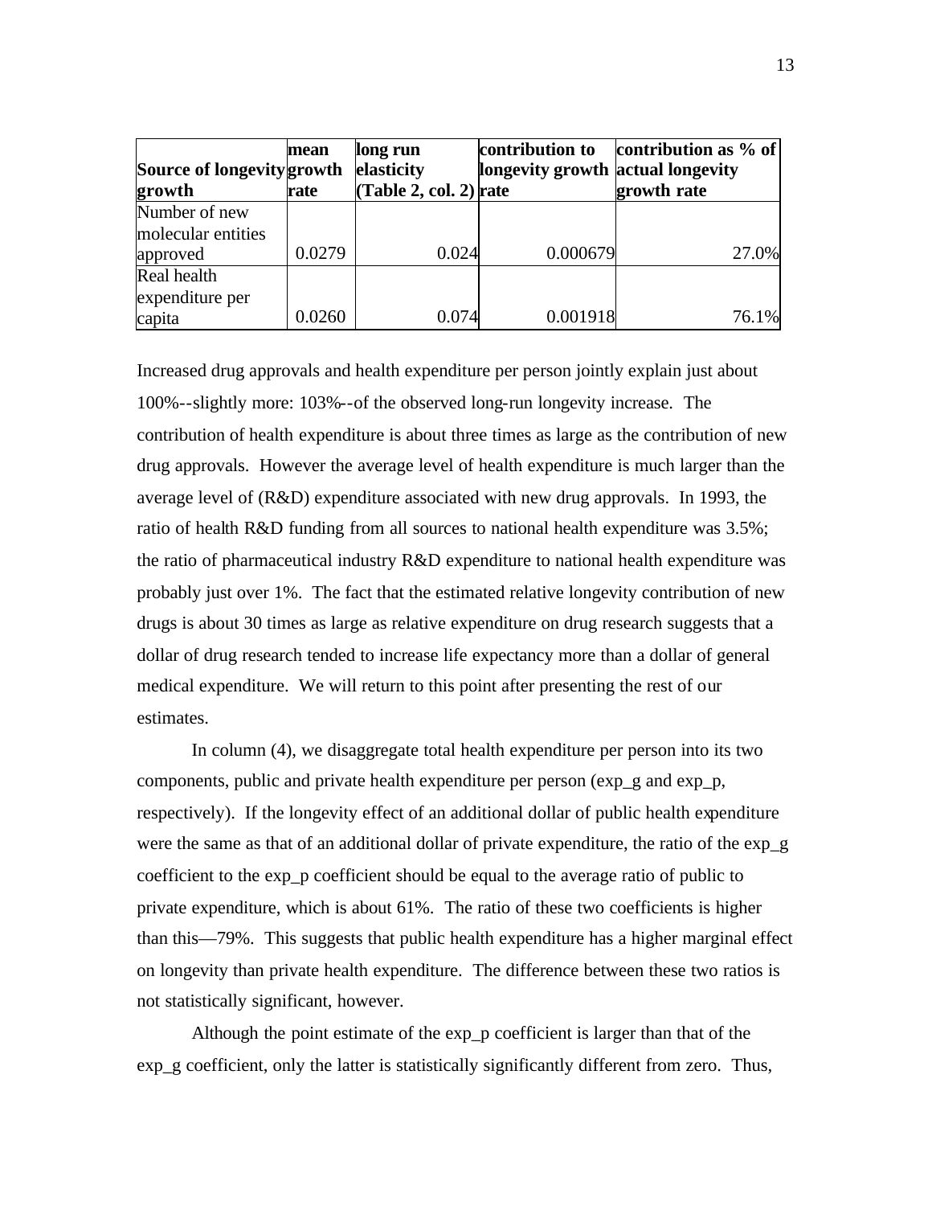| Source of longevity growth | mean growth rate | long run elasticity (Table 2, col. 2) | contribution to longevity growth rate | contribution as % of actual longevity growth rate |
|---|---|---|---|---|
| Number of new molecular entities approved | 0.0279 | 0.024 | 0.000679 | 27.0% |
| Real health expenditure per capita | 0.0260 | 0.074 | 0.001918 | 76.1% |

Increased drug approvals and health expenditure per person jointly explain just about 100%--slightly more: 103%--of the observed long-run longevity increase. The contribution of health expenditure is about three times as large as the contribution of new drug approvals. However the average level of health expenditure is much larger than the average level of (R&D) expenditure associated with new drug approvals. In 1993, the ratio of health R&D funding from all sources to national health expenditure was 3.5%; the ratio of pharmaceutical industry R&D expenditure to national health expenditure was probably just over 1%. The fact that the estimated relative longevity contribution of new drugs is about 30 times as large as relative expenditure on drug research suggests that a dollar of drug research tended to increase life expectancy more than a dollar of general medical expenditure. We will return to this point after presenting the rest of our estimates.

In column (4), we disaggregate total health expenditure per person into its two components, public and private health expenditure per person (exp_g and exp_p, respectively). If the longevity effect of an additional dollar of public health expenditure were the same as that of an additional dollar of private expenditure, the ratio of the exp_g coefficient to the exp_p coefficient should be equal to the average ratio of public to private expenditure, which is about 61%. The ratio of these two coefficients is higher than this—79%. This suggests that public health expenditure has a higher marginal effect on longevity than private health expenditure. The difference between these two ratios is not statistically significant, however.

Although the point estimate of the exp_p coefficient is larger than that of the exp_g coefficient, only the latter is statistically significantly different from zero. Thus,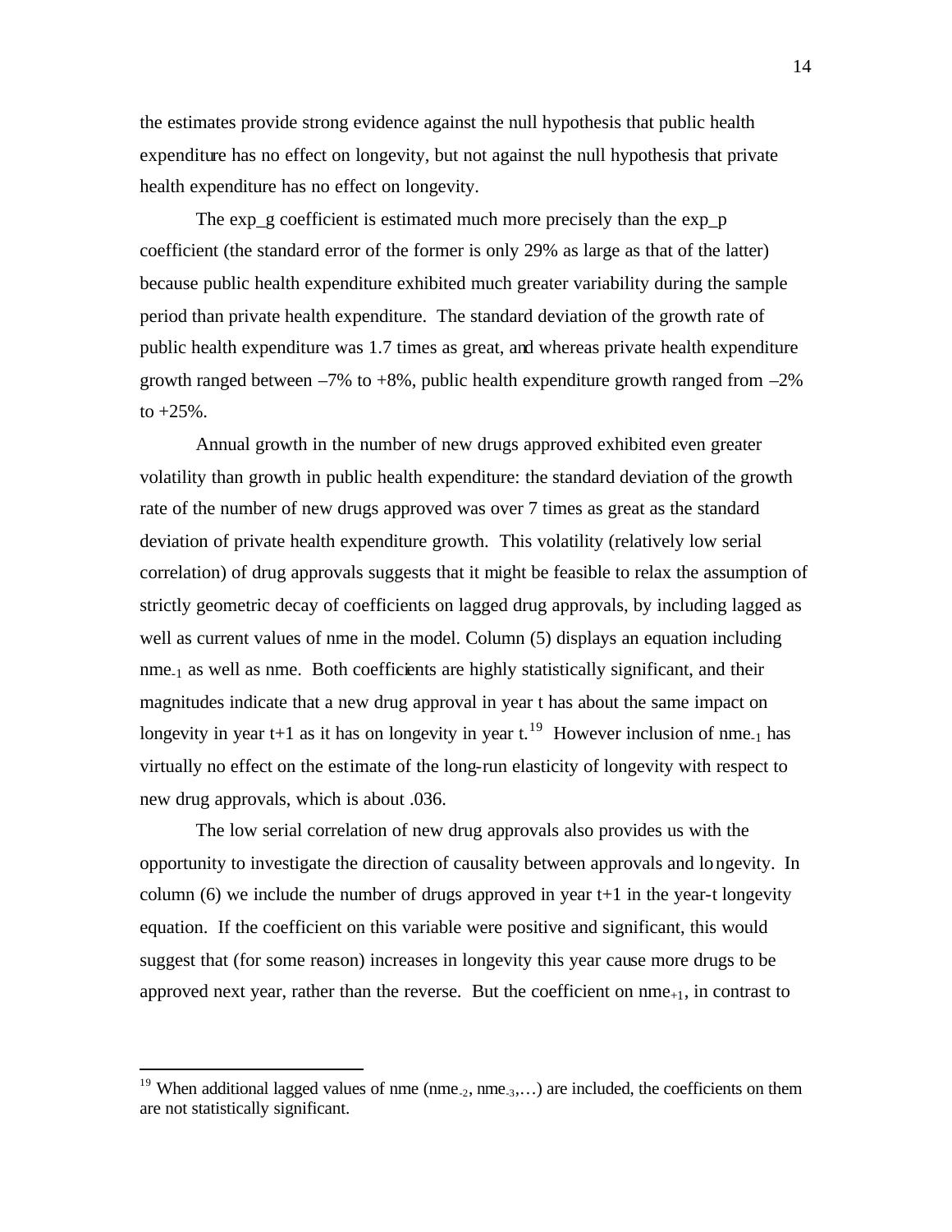the estimates provide strong evidence against the null hypothesis that public health expenditure has no effect on longevity, but not against the null hypothesis that private health expenditure has no effect on longevity.

The exp_g coefficient is estimated much more precisely than the exp_p coefficient (the standard error of the former is only 29% as large as that of the latter) because public health expenditure exhibited much greater variability during the sample period than private health expenditure. The standard deviation of the growth rate of public health expenditure was 1.7 times as great, and whereas private health expenditure growth ranged between –7% to +8%, public health expenditure growth ranged from –2% to +25%.

Annual growth in the number of new drugs approved exhibited even greater volatility than growth in public health expenditure: the standard deviation of the growth rate of the number of new drugs approved was over 7 times as great as the standard deviation of private health expenditure growth. This volatility (relatively low serial correlation) of drug approvals suggests that it might be feasible to relax the assumption of strictly geometric decay of coefficients on lagged drug approvals, by including lagged as well as current values of nme in the model. Column (5) displays an equation including $nme_{-1}$ as well as nme. Both coefficients are highly statistically significant, and their magnitudes indicate that a new drug approval in year t has about the same impact on longevity in year t+1 as it has on longevity in year t.[19] However inclusion of $nme_{-1}$ has virtually no effect on the estimate of the long-run elasticity of longevity with respect to new drug approvals, which is about .036.

The low serial correlation of new drug approvals also provides us with the opportunity to investigate the direction of causality between approvals and longevity. In column (6) we include the number of drugs approved in year t+1 in the year-t longevity equation. If the coefficient on this variable were positive and significant, this would suggest that (for some reason) increases in longevity this year cause more drugs to be approved next year, rather than the reverse. But the coefficient on $nme_{+1}$, in contrast to

---

[19] When additional lagged values of nme ($nme_{-2}$, $nme_{-3}$,…) are included, the coefficients on them are not statistically significant.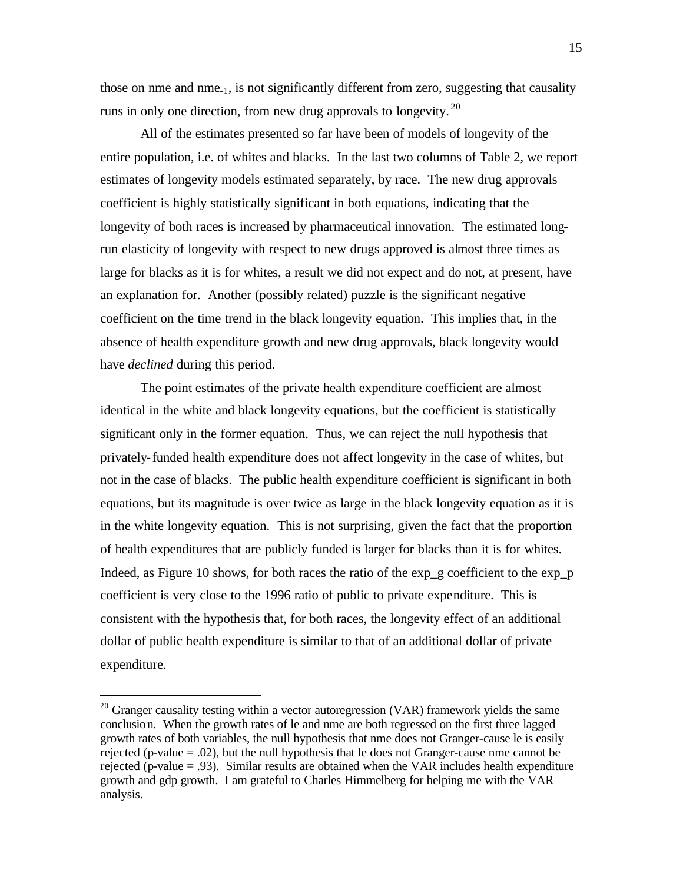those on nme and $nme_{-1}$, is not significantly different from zero, suggesting that causality runs in only one direction, from new drug approvals to longevity.[20]

All of the estimates presented so far have been of models of longevity of the entire population, i.e. of whites and blacks. In the last two columns of Table 2, we report estimates of longevity models estimated separately, by race. The new drug approvals coefficient is highly statistically significant in both equations, indicating that the longevity of both races is increased by pharmaceutical innovation. The estimated long-run elasticity of longevity with respect to new drugs approved is almost three times as large for blacks as it is for whites, a result we did not expect and do not, at present, have an explanation for. Another (possibly related) puzzle is the significant negative coefficient on the time trend in the black longevity equation. This implies that, in the absence of health expenditure growth and new drug approvals, black longevity would have *declined* during this period.

The point estimates of the private health expenditure coefficient are almost identical in the white and black longevity equations, but the coefficient is statistically significant only in the former equation. Thus, we can reject the null hypothesis that privately-funded health expenditure does not affect longevity in the case of whites, but not in the case of blacks. The public health expenditure coefficient is significant in both equations, but its magnitude is over twice as large in the black longevity equation as it is in the white longevity equation. This is not surprising, given the fact that the proportion of health expenditures that are publicly funded is larger for blacks than it is for whites. Indeed, as Figure 10 shows, for both races the ratio of the exp_g coefficient to the exp_p coefficient is very close to the 1996 ratio of public to private expenditure. This is consistent with the hypothesis that, for both races, the longevity effect of an additional dollar of public health expenditure is similar to that of an additional dollar of private expenditure.

---

[20] Granger causality testing within a vector autoregression (VAR) framework yields the same conclusion. When the growth rates of le and nme are both regressed on the first three lagged growth rates of both variables, the null hypothesis that nme does not Granger-cause le is easily rejected (p-value = .02), but the null hypothesis that le does not Granger-cause nme cannot be rejected (p-value = .93). Similar results are obtained when the VAR includes health expenditure growth and gdp growth. I am grateful to Charles Himmelberg for helping me with the VAR analysis.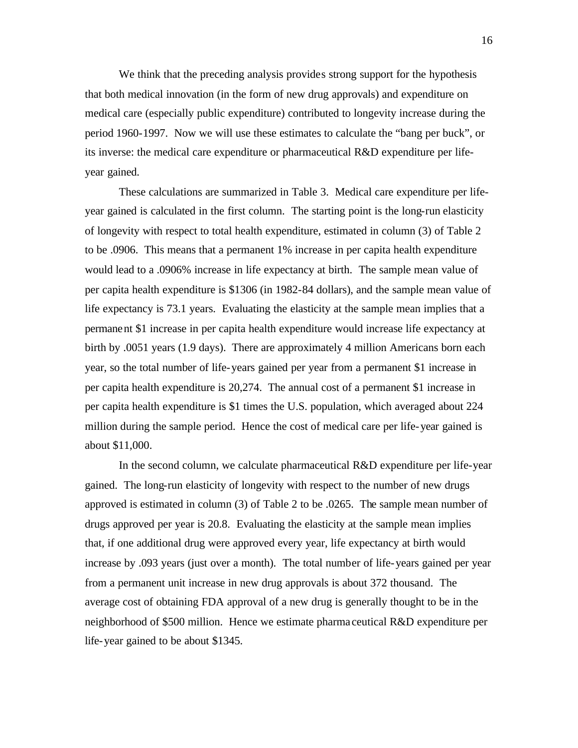We think that the preceding analysis provides strong support for the hypothesis that both medical innovation (in the form of new drug approvals) and expenditure on medical care (especially public expenditure) contributed to longevity increase during the period 1960-1997. Now we will use these estimates to calculate the "bang per buck", or its inverse: the medical care expenditure or pharmaceutical R&D expenditure per life-year gained.

These calculations are summarized in Table 3. Medical care expenditure per life-year gained is calculated in the first column. The starting point is the long-run elasticity of longevity with respect to total health expenditure, estimated in column (3) of Table 2 to be .0906. This means that a permanent 1% increase in per capita health expenditure would lead to a .0906% increase in life expectancy at birth. The sample mean value of per capita health expenditure is $1306 (in 1982-84 dollars), and the sample mean value of life expectancy is 73.1 years. Evaluating the elasticity at the sample mean implies that a permanent $1 increase in per capita health expenditure would increase life expectancy at birth by .0051 years (1.9 days). There are approximately 4 million Americans born each year, so the total number of life-years gained per year from a permanent $1 increase in per capita health expenditure is 20,274. The annual cost of a permanent $1 increase in per capita health expenditure is $1 times the U.S. population, which averaged about 224 million during the sample period. Hence the cost of medical care per life-year gained is about $11,000.

In the second column, we calculate pharmaceutical R&D expenditure per life-year gained. The long-run elasticity of longevity with respect to the number of new drugs approved is estimated in column (3) of Table 2 to be .0265. The sample mean number of drugs approved per year is 20.8. Evaluating the elasticity at the sample mean implies that, if one additional drug were approved every year, life expectancy at birth would increase by .093 years (just over a month). The total number of life-years gained per year from a permanent unit increase in new drug approvals is about 372 thousand. The average cost of obtaining FDA approval of a new drug is generally thought to be in the neighborhood of $500 million. Hence we estimate pharmaceutical R&D expenditure per life-year gained to be about $1345.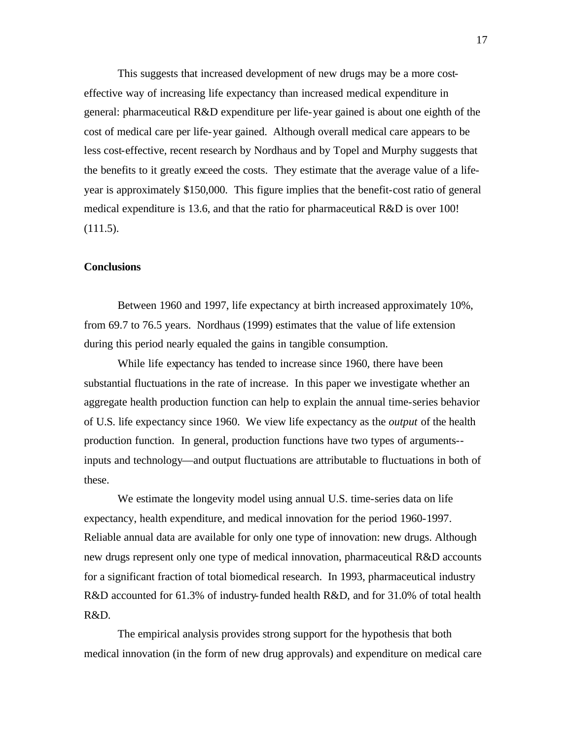This suggests that increased development of new drugs may be a more cost-effective way of increasing life expectancy than increased medical expenditure in general: pharmaceutical R&D expenditure per life-year gained is about one eighth of the cost of medical care per life-year gained. Although overall medical care appears to be less cost-effective, recent research by Nordhaus and by Topel and Murphy suggests that the benefits to it greatly exceed the costs. They estimate that the average value of a life-year is approximately $150,000. This figure implies that the benefit-cost ratio of general medical expenditure is 13.6, and that the ratio for pharmaceutical R&D is over 100! (111.5).

**Conclusions**

Between 1960 and 1997, life expectancy at birth increased approximately 10%, from 69.7 to 76.5 years. Nordhaus (1999) estimates that the value of life extension during this period nearly equaled the gains in tangible consumption.

While life expectancy has tended to increase since 1960, there have been substantial fluctuations in the rate of increase. In this paper we investigate whether an aggregate health production function can help to explain the annual time-series behavior of U.S. life expectancy since 1960. We view life expectancy as the *output* of the health production function. In general, production functions have two types of arguments--inputs and technology—and output fluctuations are attributable to fluctuations in both of these.

We estimate the longevity model using annual U.S. time-series data on life expectancy, health expenditure, and medical innovation for the period 1960-1997. Reliable annual data are available for only one type of innovation: new drugs. Although new drugs represent only one type of medical innovation, pharmaceutical R&D accounts for a significant fraction of total biomedical research. In 1993, pharmaceutical industry R&D accounted for 61.3% of industry-funded health R&D, and for 31.0% of total health R&D.

The empirical analysis provides strong support for the hypothesis that both medical innovation (in the form of new drug approvals) and expenditure on medical care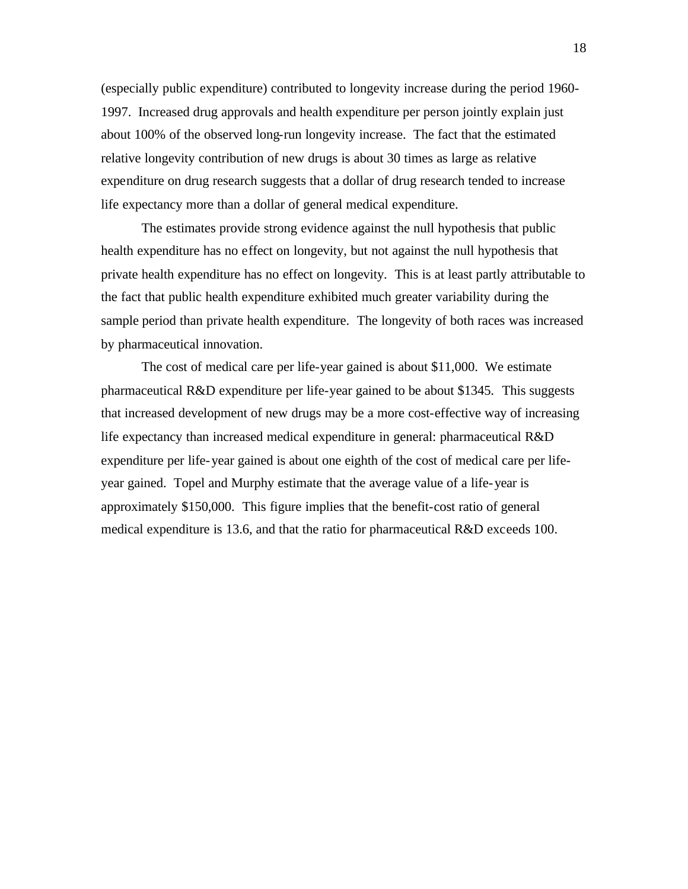(especially public expenditure) contributed to longevity increase during the period 1960-1997. Increased drug approvals and health expenditure per person jointly explain just about 100% of the observed long-run longevity increase. The fact that the estimated relative longevity contribution of new drugs is about 30 times as large as relative expenditure on drug research suggests that a dollar of drug research tended to increase life expectancy more than a dollar of general medical expenditure.

The estimates provide strong evidence against the null hypothesis that public health expenditure has no effect on longevity, but not against the null hypothesis that private health expenditure has no effect on longevity. This is at least partly attributable to the fact that public health expenditure exhibited much greater variability during the sample period than private health expenditure. The longevity of both races was increased by pharmaceutical innovation.

The cost of medical care per life-year gained is about $11,000. We estimate pharmaceutical R&D expenditure per life-year gained to be about $1345. This suggests that increased development of new drugs may be a more cost-effective way of increasing life expectancy than increased medical expenditure in general: pharmaceutical R&D expenditure per life-year gained is about one eighth of the cost of medical care per life-year gained. Topel and Murphy estimate that the average value of a life-year is approximately $150,000. This figure implies that the benefit-cost ratio of general medical expenditure is 13.6, and that the ratio for pharmaceutical R&D exceeds 100.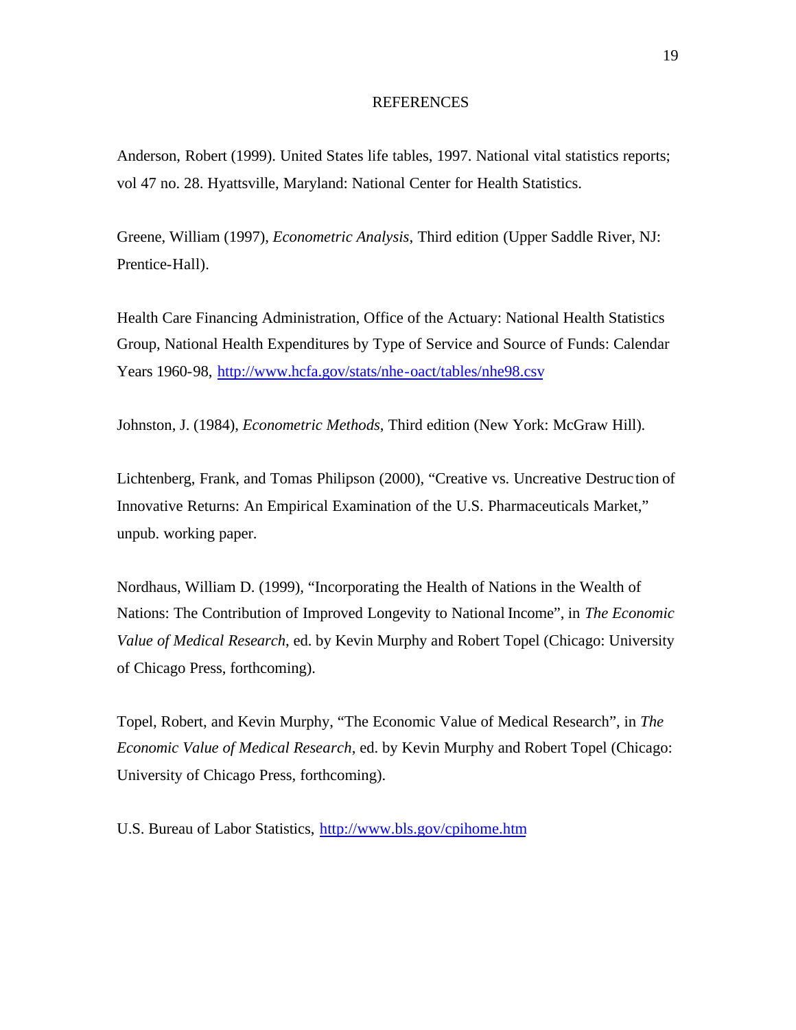# REFERENCES

Anderson, Robert (1999). United States life tables, 1997. National vital statistics reports; vol 47 no. 28. Hyattsville, Maryland: National Center for Health Statistics.

Greene, William (1997), *Econometric Analysis*, Third edition (Upper Saddle River, NJ: Prentice-Hall).

Health Care Financing Administration, Office of the Actuary: National Health Statistics Group, National Health Expenditures by Type of Service and Source of Funds: Calendar Years 1960-98, http://www.hcfa.gov/stats/nhe-oact/tables/nhe98.csv

Johnston, J. (1984), *Econometric Methods*, Third edition (New York: McGraw Hill).

Lichtenberg, Frank, and Tomas Philipson (2000), "Creative vs. Uncreative Destruction of Innovative Returns: An Empirical Examination of the U.S. Pharmaceuticals Market," unpub. working paper.

Nordhaus, William D. (1999), "Incorporating the Health of Nations in the Wealth of Nations: The Contribution of Improved Longevity to National Income", in *The Economic Value of Medical Research*, ed. by Kevin Murphy and Robert Topel (Chicago: University of Chicago Press, forthcoming).

Topel, Robert, and Kevin Murphy, "The Economic Value of Medical Research", in *The Economic Value of Medical Research*, ed. by Kevin Murphy and Robert Topel (Chicago: University of Chicago Press, forthcoming).

U.S. Bureau of Labor Statistics, http://www.bls.gov/cpihome.htm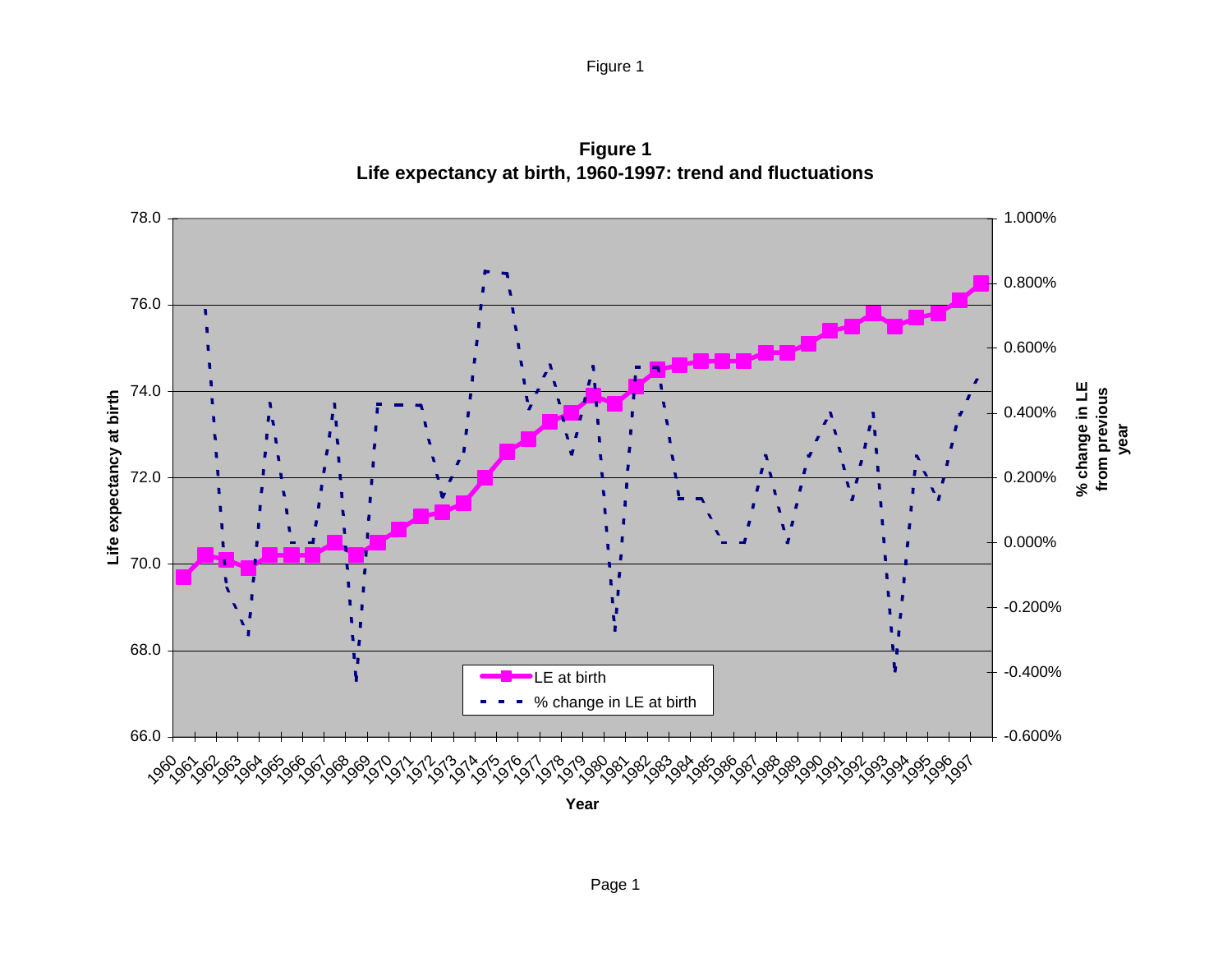**Figure 1**
**Life expectancy at birth, 1960-1997: trend and fluctuations**

Life expectancy at birth

78.0
76.0
74.0
72.0
70.0
68.0
66.0

% change in LE from previous year

1.000%
0.800%
0.600%
0.400%
0.200%
0.000%
-0.200%
-0.400%
-0.600%

1960 1961 1962 1963 1964 1965 1966 1967 1968 1969 1970 1971 1972 1973 1974 1975 1976 1977 1978 1979 1980 1981 1982 1983 1984 1985 1986 1987 1988 1989 1990 1991 1992 1993 1994 1995 1996 1997

Year

LE at birth

% change in LE at birth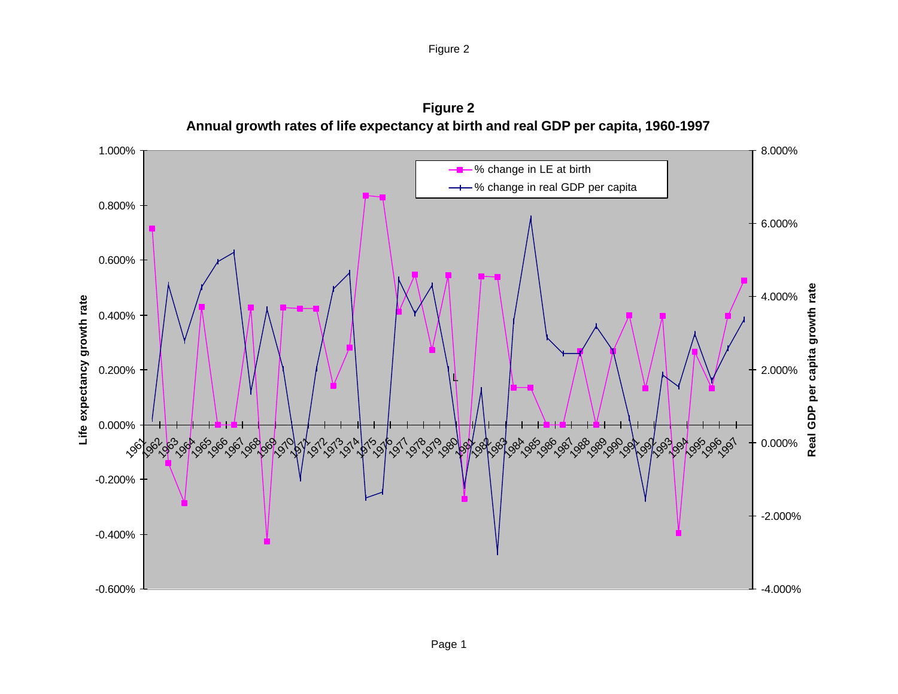Figure 2

**Figure 2**
**Annual growth rates of life expectancy at birth and real GDP per capita, 1960-1997**

% change in LE at birth
% change in real GDP per capita

Life expectancy growth rate

1.000%
0.800%
0.600%
0.400%
0.200%
0.000%
-0.200%
-0.400%
-0.600%

Real GDP per capita growth rate

8.000%
6.000%
4.000%
2.000%
0.000%
-2.000%
-4.000%

1961 1962 1963 1964 1965 1966 1967 1968 1969 1970 1971 1972 1973 1974 1975 1976 1977 1978 1979 1980 1981 1982 1983 1984 1985 1986 1987 1988 1989 1990 1991 1992 1993 1994 1995 1996 1997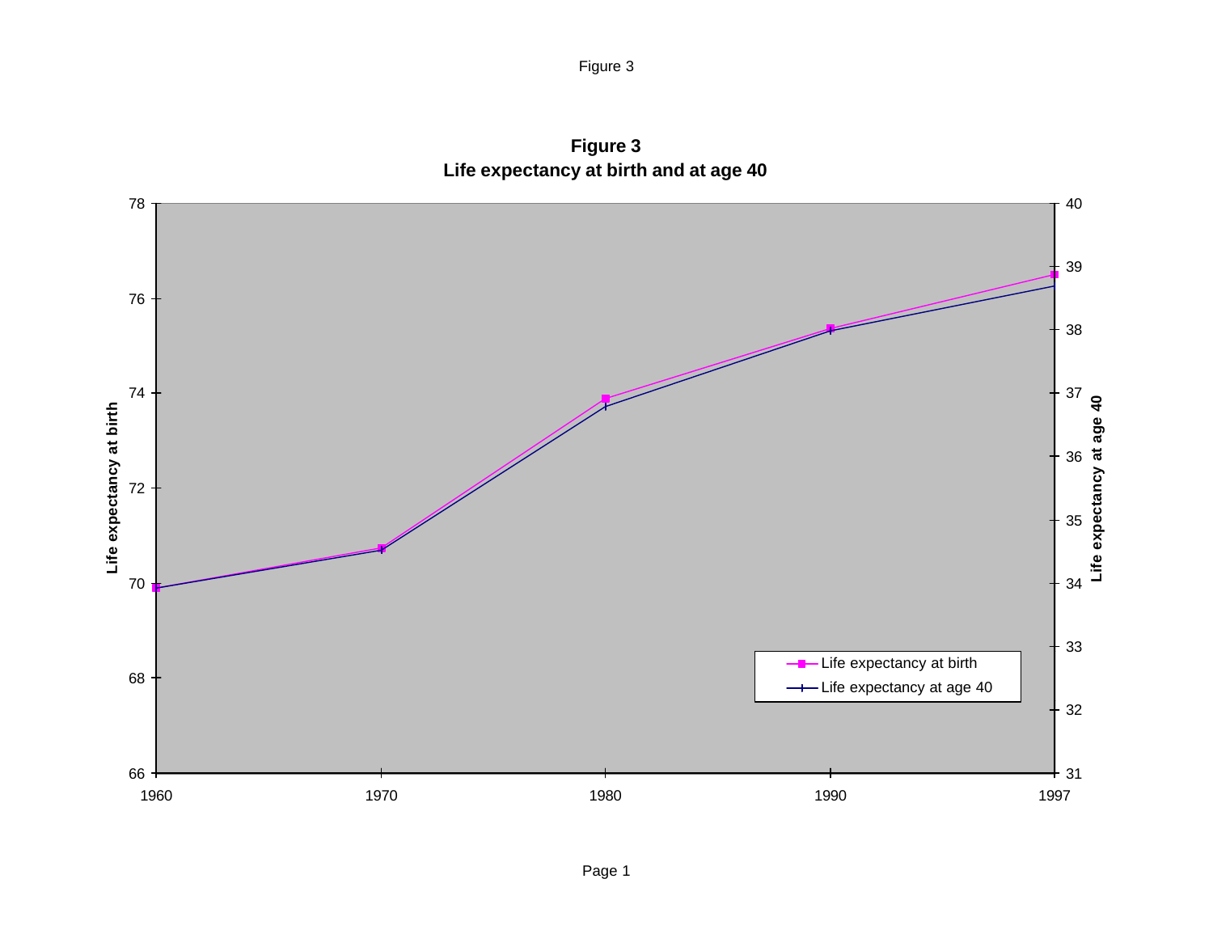**Figure 3**
**Life expectancy at birth and at age 40**

Life expectancy at birth

78
76
74
72
70
68
66

Life expectancy at age 40

40
39
38
37
36
35
34
33
32
31

1960
1970
1980
1990
1997

Life expectancy at birth
Life expectancy at age 40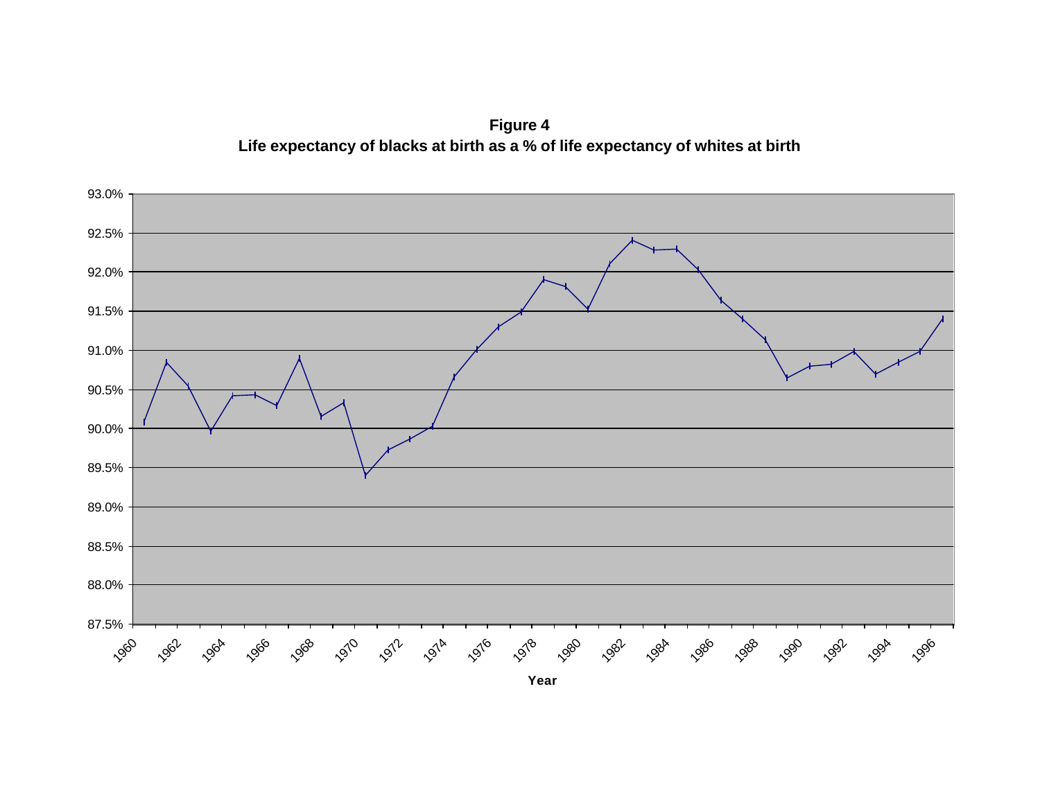**Figure 4**
**Life expectancy of blacks at birth as a % of life expectancy of whites at birth**

93.0%
92.5%
92.0%
91.5%
91.0%
90.5%
90.0%
89.5%
89.0%
88.5%
88.0%
87.5%

1960 1962 1964 1966 1968 1970 1972 1974 1976 1978 1980 1982 1984 1986 1988 1990 1992 1994 1996

**Year**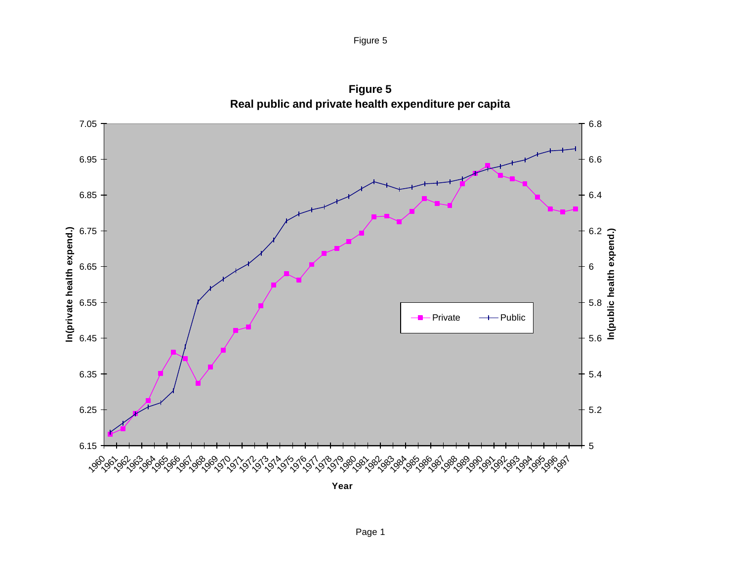Figure 5

**Figure 5**
**Real public and private health expenditure per capita**

ln(private health expend.)

7.05
6.95
6.85
6.75
6.65
6.55
6.45
6.35
6.25
6.15

ln(public health expend.)

6.8
6.6
6.4
6.2
6
5.8
5.6
5.4
5.2
5

Private
Public

1960 1961 1962 1963 1964 1965 1966 1967 1968 1969 1970 1971 1972 1973 1974 1975 1976 1977 1978 1979 1980 1981 1982 1983 1984 1985 1986 1987 1988 1989 1990 1991 1992 1993 1994 1995 1996 1997

Year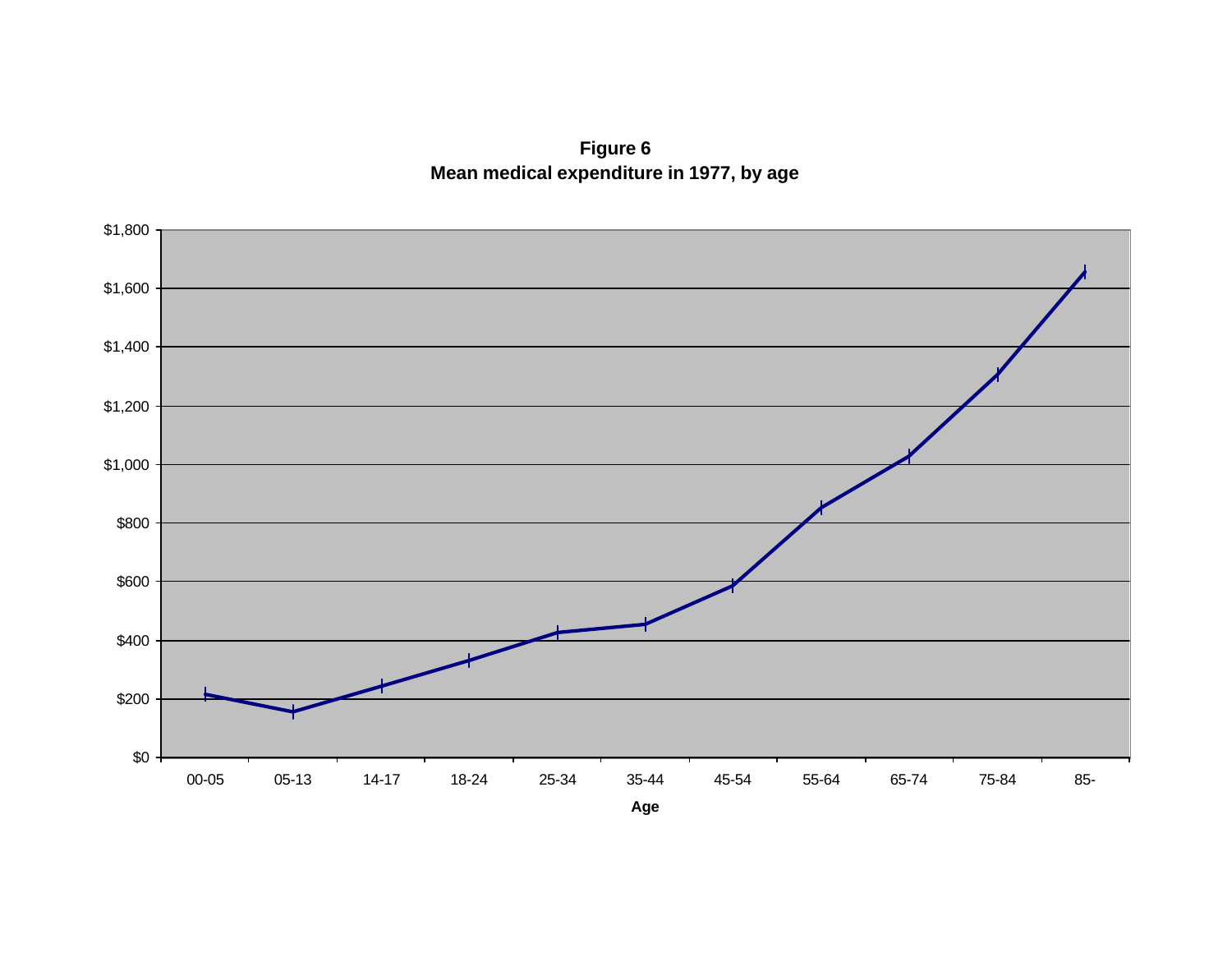**Figure 6**
**Mean medical expenditure in 1977, by age**

$1,800
$1,600
$1,400
$1,200
$1,000
$800
$600
$400
$200
$0

00-05 05-13 14-17 18-24 25-34 35-44 45-54 55-64 65-74 75-84 85-

**Age**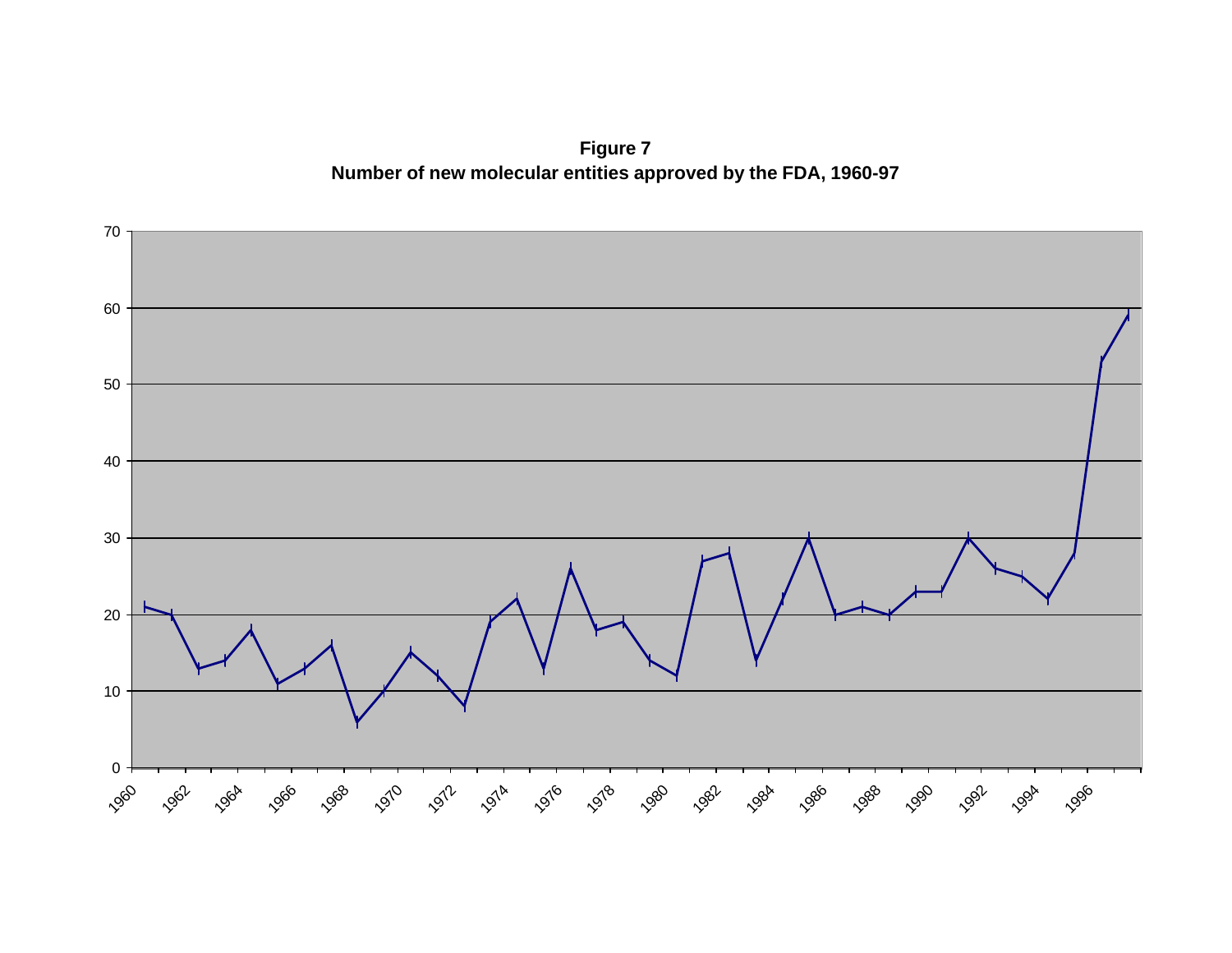**Figure 7**
**Number of new molecular entities approved by the FDA, 1960-97**

70
60
50
40
30
20
10
0

1960
1962
1964
1966
1968
1970
1972
1974
1976
1978
1980
1982
1984
1986
1988
1990
1992
1994
1996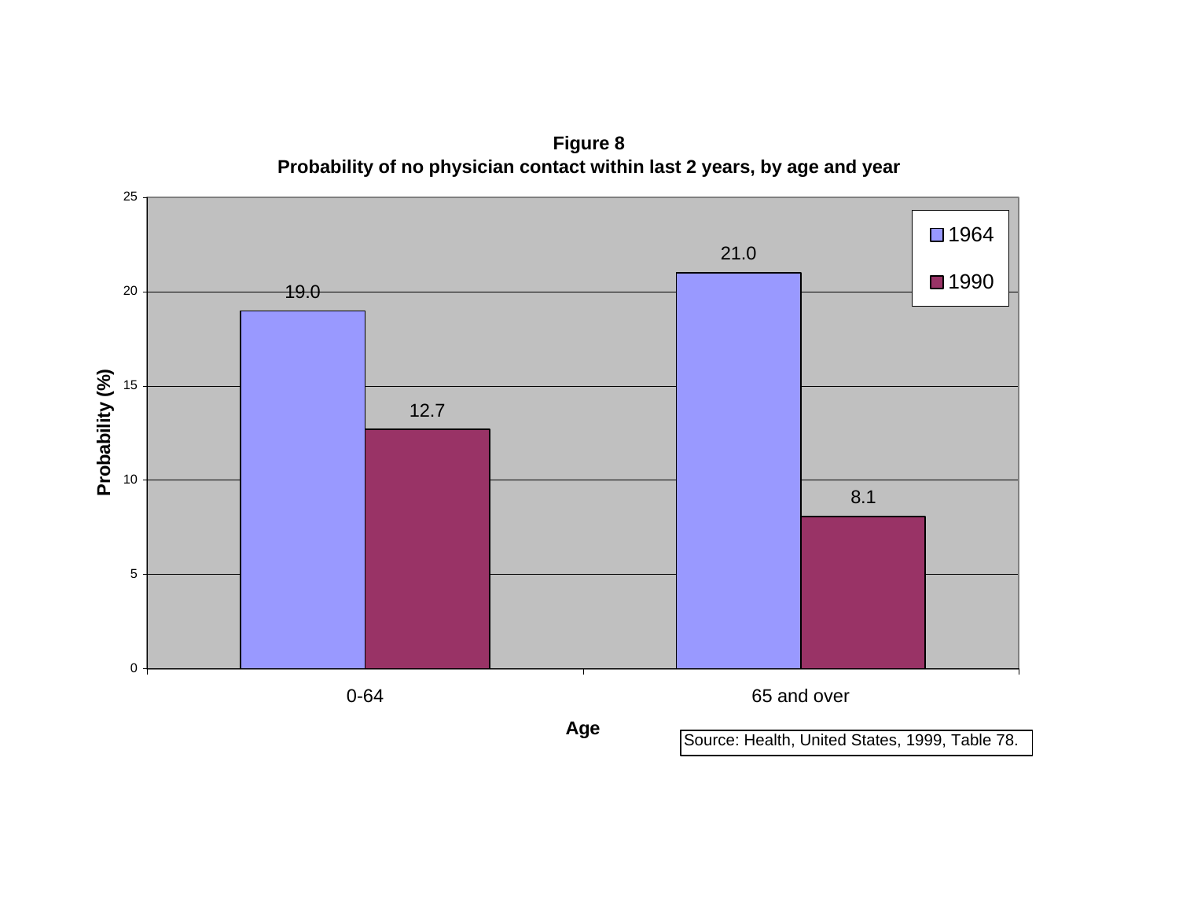**Figure 8**
**Probability of no physician contact within last 2 years, by age and year**

25
20
15
10
5
0

Probability (%)

1964
1990

19.0
12.7
21.0
8.1

0-64
65 and over

Age

Source: Health, United States, 1999, Table 78.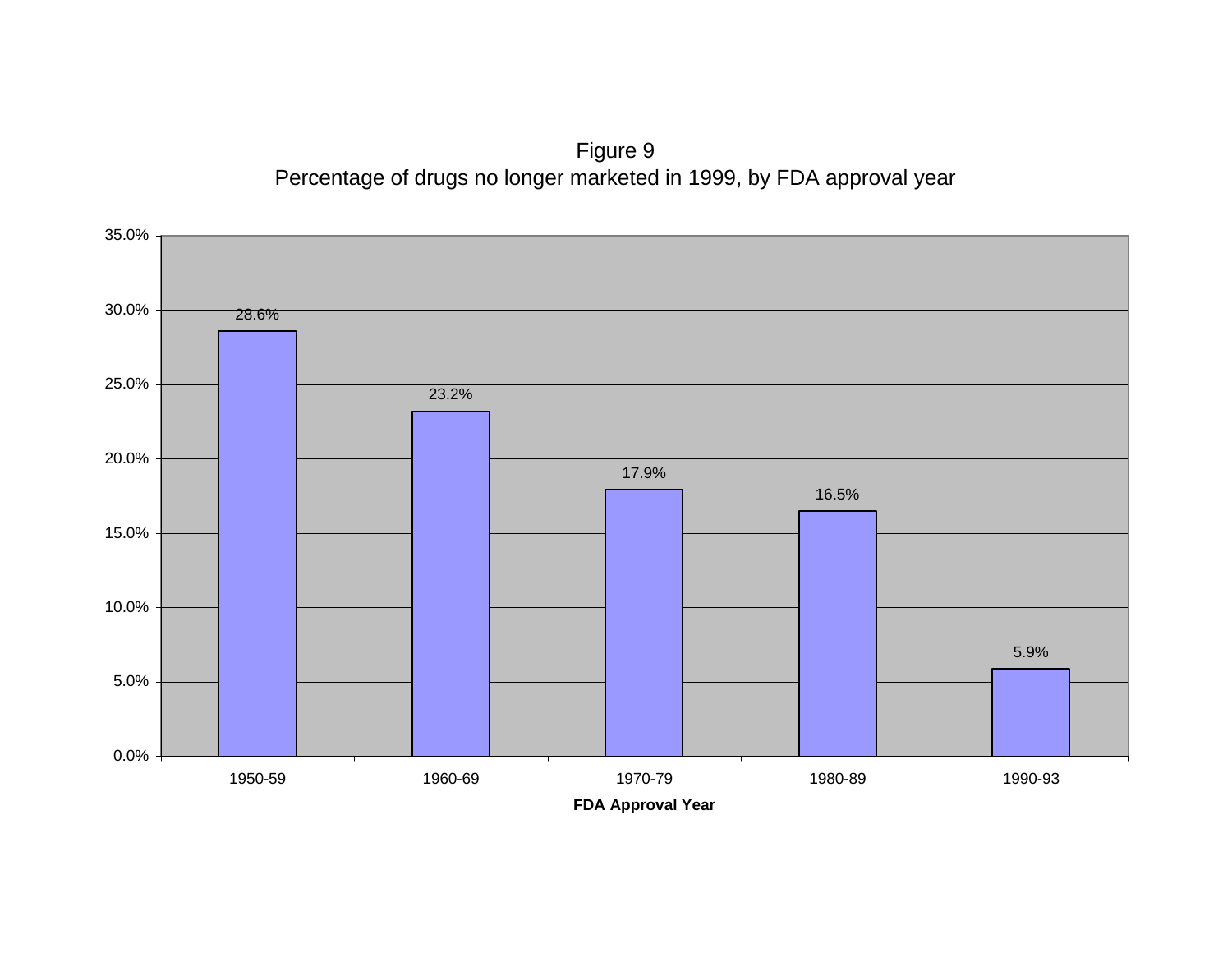Figure 9
Percentage of drugs no longer marketed in 1999, by FDA approval year

| FDA Approval Year | Percentage |
| --- | --- |
| 1950-59 | 28.6% |
| 1960-69 | 23.2% |
| 1970-79 | 17.9% |
| 1980-89 | 16.5% |
| 1990-93 | 5.9% |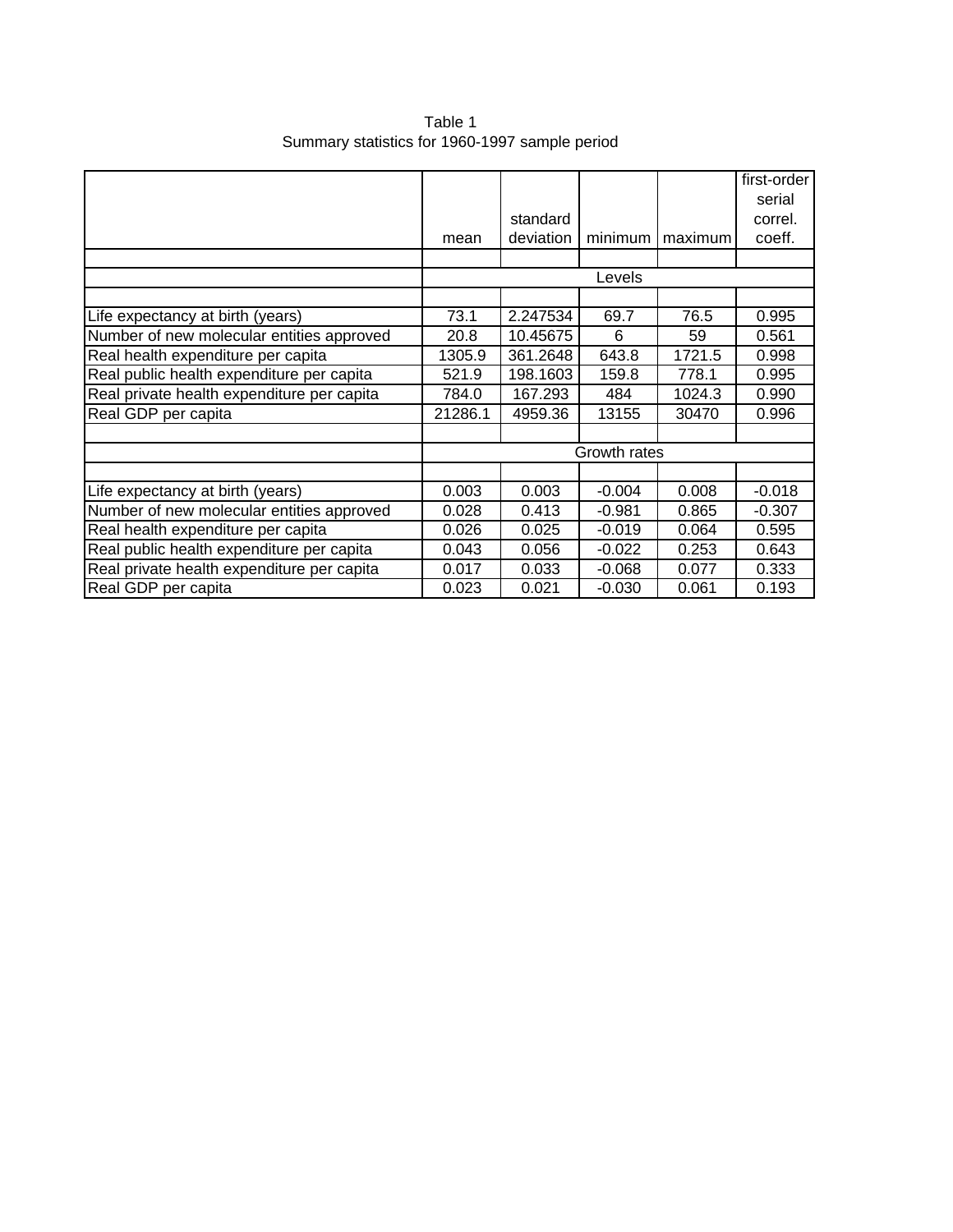Table 1
Summary statistics for 1960-1997 sample period

| | mean | standard deviation | minimum | maximum | first-order serial correl. coeff. |
|---|---|---|---|---|---|
| | | | | | |
| | Levels | | | | |
| | | | | | |
| Life expectancy at birth (years) | 73.1 | 2.247534 | 69.7 | 76.5 | 0.995 |
| Number of new molecular entities approved | 20.8 | 10.45675 | 6 | 59 | 0.561 |
| Real health expenditure per capita | 1305.9 | 361.2648 | 643.8 | 1721.5 | 0.998 |
| Real public health expenditure per capita | 521.9 | 198.1603 | 159.8 | 778.1 | 0.995 |
| Real private health expenditure per capita | 784.0 | 167.293 | 484 | 1024.3 | 0.990 |
| Real GDP per capita | 21286.1 | 4959.36 | 13155 | 30470 | 0.996 |
| | | | | | |
| | Growth rates | | | | |
| | | | | | |
| Life expectancy at birth (years) | 0.003 | 0.003 | -0.004 | 0.008 | -0.018 |
| Number of new molecular entities approved | 0.028 | 0.413 | -0.981 | 0.865 | -0.307 |
| Real health expenditure per capita | 0.026 | 0.025 | -0.019 | 0.064 | 0.595 |
| Real public health expenditure per capita | 0.043 | 0.056 | -0.022 | 0.253 | 0.643 |
| Real private health expenditure per capita | 0.017 | 0.033 | -0.068 | 0.077 | 0.333 |
| Real GDP per capita | 0.023 | 0.021 | -0.030 | 0.061 | 0.193 |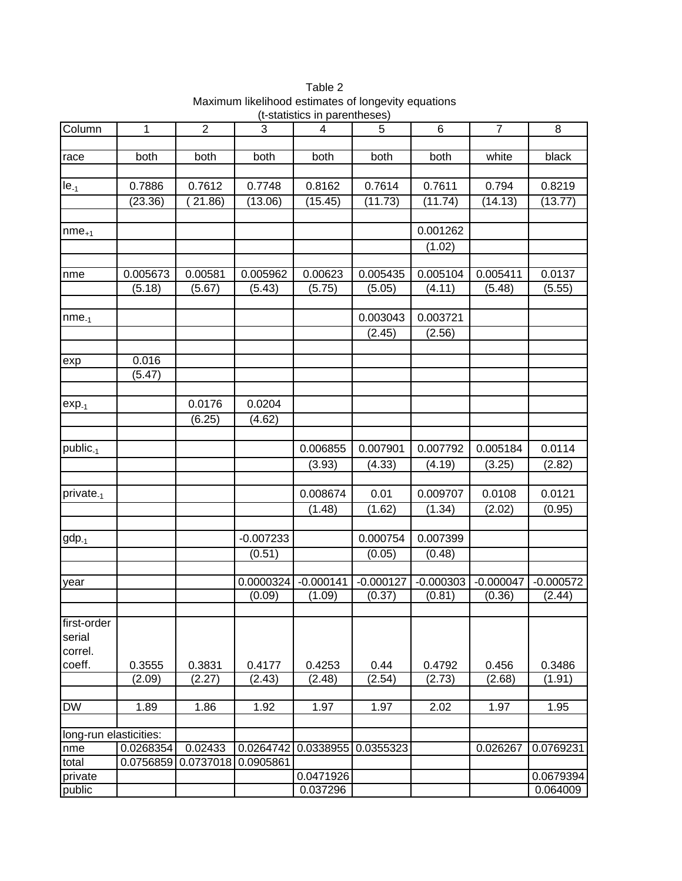Table 2
Maximum likelihood estimates of longevity equations
(t-statistics in parentheses)

| Column | 1 | 2 | 3 | 4 | 5 | 6 | 7 | 8 |
|---|---|---|---|---|---|---|---|---|
| race | both | both | both | both | both | both | white | black |
| $le_{-1}$ | 0.7886 | 0.7612 | 0.7748 | 0.8162 | 0.7614 | 0.7611 | 0.794 | 0.8219 |
| | (23.36) | ( 21.86) | (13.06) | (15.45) | (11.73) | (11.74) | (14.13) | (13.77) |
| $nme_{+1}$ | | | | | | 0.001262 | | |
| | | | | | | (1.02) | | |
| nme | 0.005673 | 0.00581 | 0.005962 | 0.00623 | 0.005435 | 0.005104 | 0.005411 | 0.0137 |
| | (5.18) | (5.67) | (5.43) | (5.75) | (5.05) | (4.11) | (5.48) | (5.55) |
| $nme_{-1}$ | | | | | 0.003043 | 0.003721 | | |
| | | | | | (2.45) | (2.56) | | |
| exp | 0.016 | | | | | | | |
| | (5.47) | | | | | | | |
| $exp_{-1}$ | | 0.0176 | 0.0204 | | | | | |
| | | (6.25) | (4.62) | | | | | |
| $public_{-1}$ | | | | 0.006855 | 0.007901 | 0.007792 | 0.005184 | 0.0114 |
| | | | | (3.93) | (4.33) | (4.19) | (3.25) | (2.82) |
| $private_{-1}$ | | | | 0.008674 | 0.01 | 0.009707 | 0.0108 | 0.0121 |
| | | | | (1.48) | (1.62) | (1.34) | (2.02) | (0.95) |
| $gdp_{-1}$ | | | -0.007233 | | 0.000754 | 0.007399 | | |
| | | | (0.51) | | (0.05) | (0.48) | | |
| year | | | 0.0000324 | -0.000141 | -0.000127 | -0.000303 | -0.000047 | -0.000572 |
| | | | (0.09) | (1.09) | (0.37) | (0.81) | (0.36) | (2.44) |
| first-order serial correl. coeff. | 0.3555 | 0.3831 | 0.4177 | 0.4253 | 0.44 | 0.4792 | 0.456 | 0.3486 |
| | (2.09) | (2.27) | (2.43) | (2.48) | (2.54) | (2.73) | (2.68) | (1.91) |
| DW | 1.89 | 1.86 | 1.92 | 1.97 | 1.97 | 2.02 | 1.97 | 1.95 |
| long-run elasticities: | | | | | | | | |
| nme | 0.0268354 | 0.02433 | 0.0264742 | 0.0338955 | 0.0355323 | | 0.026267 | 0.0769231 |
| total | 0.0756859 | 0.0737018 | 0.0905861 | | | | | |
| private | | | | 0.0471926 | | | | 0.0679394 |
| public | | | | 0.037296 | | | | 0.064009 |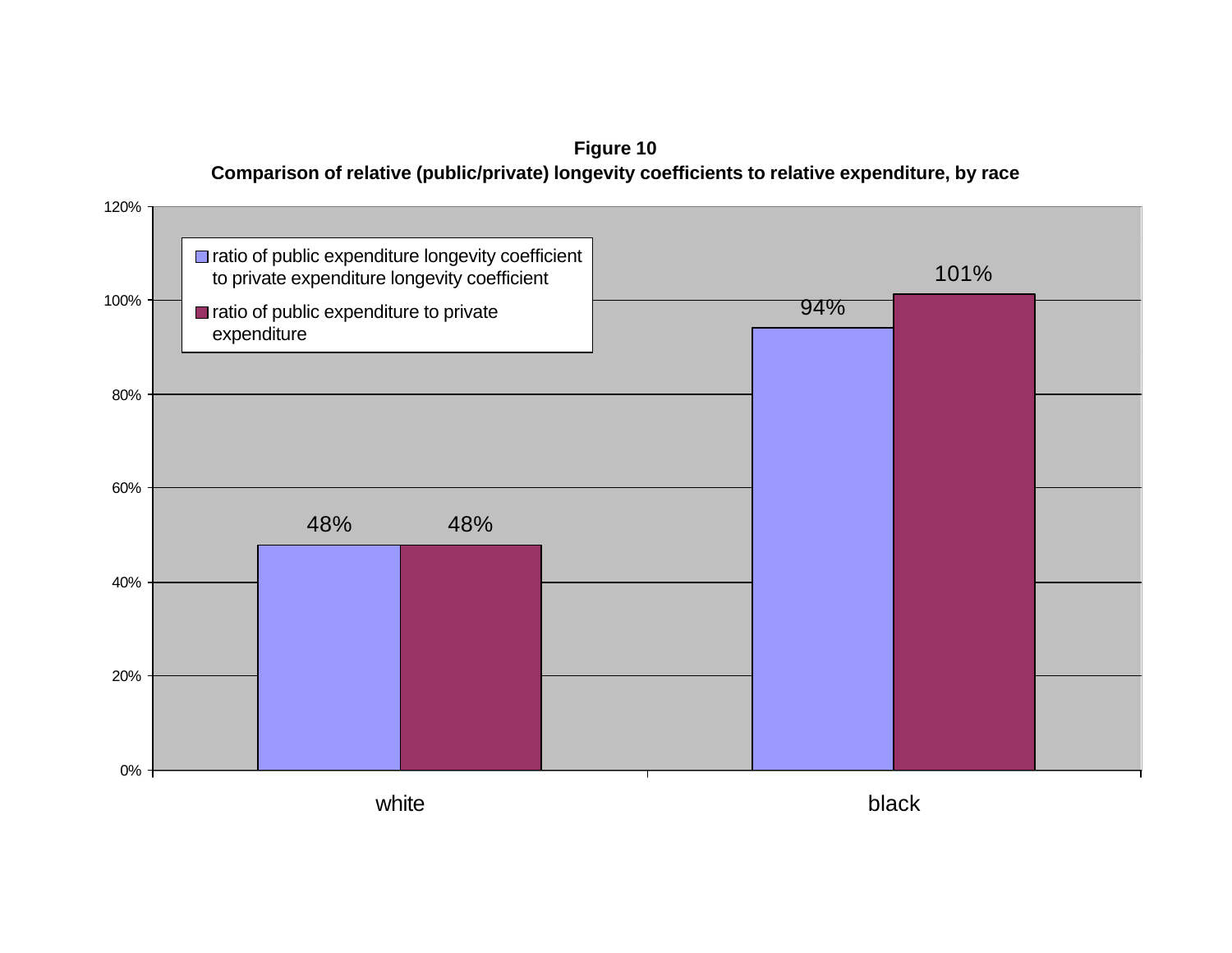**Figure 10**
**Comparison of relative (public/private) longevity coefficients to relative expenditure, by race**

120%
100%
80%
60%
40%
20%
0%

ratio of public expenditure longevity coefficient to private expenditure longevity coefficient

ratio of public expenditure to private expenditure

48%
48%
94%
101%

white
black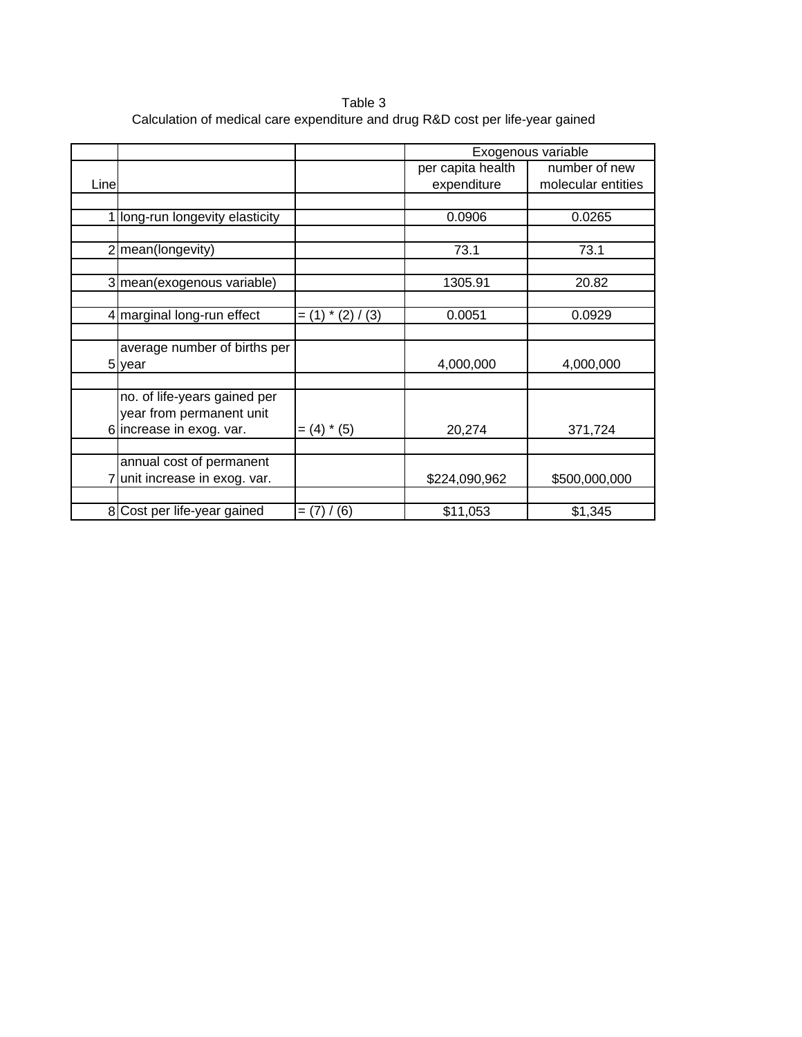Table 3
Calculation of medical care expenditure and drug R&D cost per life-year gained

| | | | Exogenous variable | |
|---|---|---|---|---|
| Line | | | per capita health expenditure | number of new molecular entities |
| 1 | long-run longevity elasticity | | 0.0906 | 0.0265 |
| 2 | mean(longevity) | | 73.1 | 73.1 |
| 3 | mean(exogenous variable) | | 1305.91 | 20.82 |
| 4 | marginal long-run effect | = (1) * (2) / (3) | 0.0051 | 0.0929 |
| 5 | average number of births per year | | 4,000,000 | 4,000,000 |
| 6 | no. of life-years gained per year from permanent unit increase in exog. var. | = (4) * (5) | 20,274 | 371,724 |
| 7 | annual cost of permanent unit increase in exog. var. | | $224,090,962 | $500,000,000 |
| 8 | Cost per life-year gained | = (7) / (6) | $11,053 | $1,345 |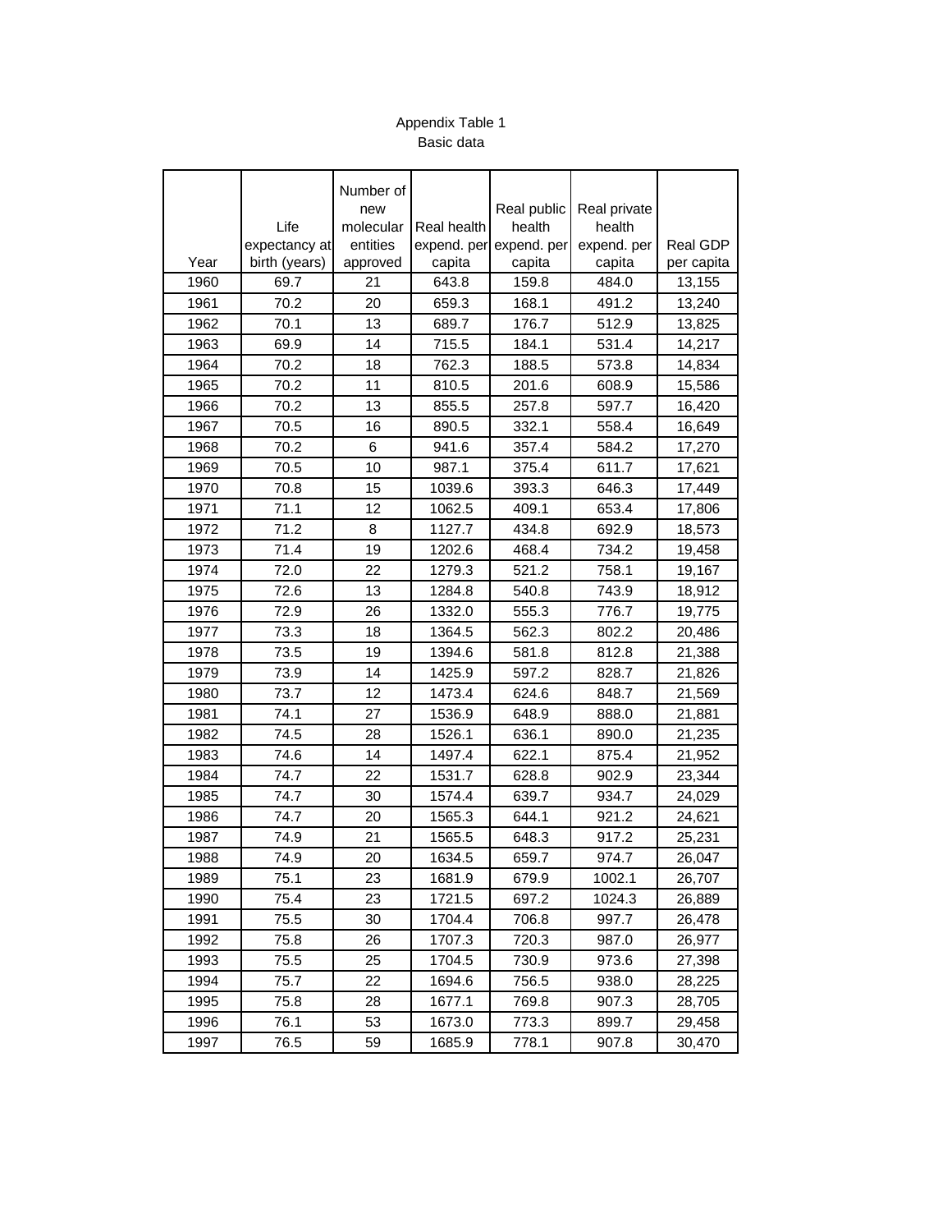Appendix Table 1

Basic data

| Year | Life expectancy at birth (years) | Number of new molecular entities approved | Real health expend. per capita | Real public health expend. per capita | Real private health expend. per capita | Real GDP per capita |
|---|---|---|---|---|---|---|
| 1960 | 69.7 | 21 | 643.8 | 159.8 | 484.0 | 13,155 |
| 1961 | 70.2 | 20 | 659.3 | 168.1 | 491.2 | 13,240 |
| 1962 | 70.1 | 13 | 689.7 | 176.7 | 512.9 | 13,825 |
| 1963 | 69.9 | 14 | 715.5 | 184.1 | 531.4 | 14,217 |
| 1964 | 70.2 | 18 | 762.3 | 188.5 | 573.8 | 14,834 |
| 1965 | 70.2 | 11 | 810.5 | 201.6 | 608.9 | 15,586 |
| 1966 | 70.2 | 13 | 855.5 | 257.8 | 597.7 | 16,420 |
| 1967 | 70.5 | 16 | 890.5 | 332.1 | 558.4 | 16,649 |
| 1968 | 70.2 | 6 | 941.6 | 357.4 | 584.2 | 17,270 |
| 1969 | 70.5 | 10 | 987.1 | 375.4 | 611.7 | 17,621 |
| 1970 | 70.8 | 15 | 1039.6 | 393.3 | 646.3 | 17,449 |
| 1971 | 71.1 | 12 | 1062.5 | 409.1 | 653.4 | 17,806 |
| 1972 | 71.2 | 8 | 1127.7 | 434.8 | 692.9 | 18,573 |
| 1973 | 71.4 | 19 | 1202.6 | 468.4 | 734.2 | 19,458 |
| 1974 | 72.0 | 22 | 1279.3 | 521.2 | 758.1 | 19,167 |
| 1975 | 72.6 | 13 | 1284.8 | 540.8 | 743.9 | 18,912 |
| 1976 | 72.9 | 26 | 1332.0 | 555.3 | 776.7 | 19,775 |
| 1977 | 73.3 | 18 | 1364.5 | 562.3 | 802.2 | 20,486 |
| 1978 | 73.5 | 19 | 1394.6 | 581.8 | 812.8 | 21,388 |
| 1979 | 73.9 | 14 | 1425.9 | 597.2 | 828.7 | 21,826 |
| 1980 | 73.7 | 12 | 1473.4 | 624.6 | 848.7 | 21,569 |
| 1981 | 74.1 | 27 | 1536.9 | 648.9 | 888.0 | 21,881 |
| 1982 | 74.5 | 28 | 1526.1 | 636.1 | 890.0 | 21,235 |
| 1983 | 74.6 | 14 | 1497.4 | 622.1 | 875.4 | 21,952 |
| 1984 | 74.7 | 22 | 1531.7 | 628.8 | 902.9 | 23,344 |
| 1985 | 74.7 | 30 | 1574.4 | 639.7 | 934.7 | 24,029 |
| 1986 | 74.7 | 20 | 1565.3 | 644.1 | 921.2 | 24,621 |
| 1987 | 74.9 | 21 | 1565.5 | 648.3 | 917.2 | 25,231 |
| 1988 | 74.9 | 20 | 1634.5 | 659.7 | 974.7 | 26,047 |
| 1989 | 75.1 | 23 | 1681.9 | 679.9 | 1002.1 | 26,707 |
| 1990 | 75.4 | 23 | 1721.5 | 697.2 | 1024.3 | 26,889 |
| 1991 | 75.5 | 30 | 1704.4 | 706.8 | 997.7 | 26,478 |
| 1992 | 75.8 | 26 | 1707.3 | 720.3 | 987.0 | 26,977 |
| 1993 | 75.5 | 25 | 1704.5 | 730.9 | 973.6 | 27,398 |
| 1994 | 75.7 | 22 | 1694.6 | 756.5 | 938.0 | 28,225 |
| 1995 | 75.8 | 28 | 1677.1 | 769.8 | 907.3 | 28,705 |
| 1996 | 76.1 | 53 | 1673.0 | 773.3 | 899.7 | 29,458 |
| 1997 | 76.5 | 59 | 1685.9 | 778.1 | 907.8 | 30,470 |